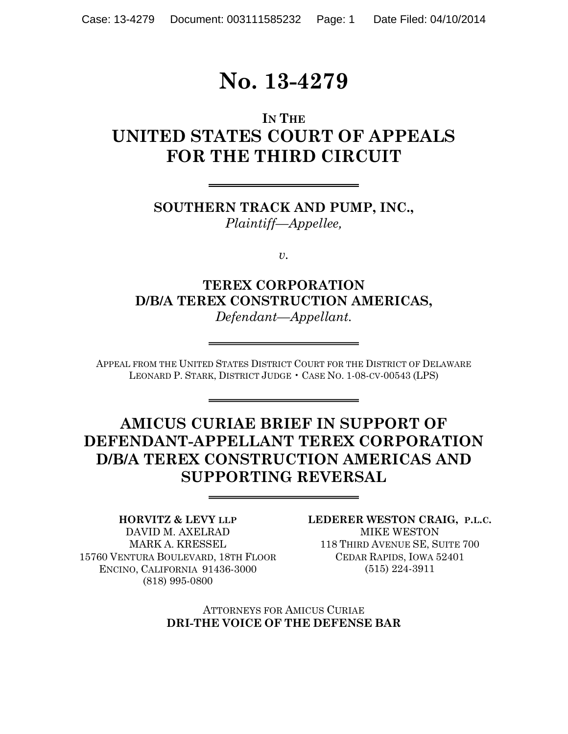# No. 13-4279

IN THE

## UNITED STATES COURT OF APPEALS FOR THE THIRD CIRCUIT

---

**SOUTHERN TRACK AND PUMP, INC.,**
*Plaintiff—Appellee,*

*v.*

**TEREX CORPORATION D/B/A TEREX CONSTRUCTION AMERICAS,**
*Defendant—Appellant.*

---

APPEAL FROM THE UNITED STATES DISTRICT COURT FOR THE DISTRICT OF DELAWARE
LEONARD P. STARK, DISTRICT JUDGE • CASE NO. 1-08-CV-00543 (LPS)

---

## AMICUS CURIAE BRIEF IN SUPPORT OF DEFENDANT-APPELLANT TEREX CORPORATION D/B/A TEREX CONSTRUCTION AMERICAS AND SUPPORTING REVERSAL

---

**HORVITZ & LEVY LLP**
DAVID M. AXELRAD
MARK A. KRESSEL
15760 VENTURA BOULEVARD, 18TH FLOOR
ENCINO, CALIFORNIA 91436-3000
(818) 995-0800

**LEDERER WESTON CRAIG, P.L.C.**
MIKE WESTON
118 THIRD AVENUE SE, SUITE 700
CEDAR RAPIDS, IOWA 52401
(515) 224-3911

ATTORNEYS FOR AMICUS CURIAE
**DRI-THE VOICE OF THE DEFENSE BAR**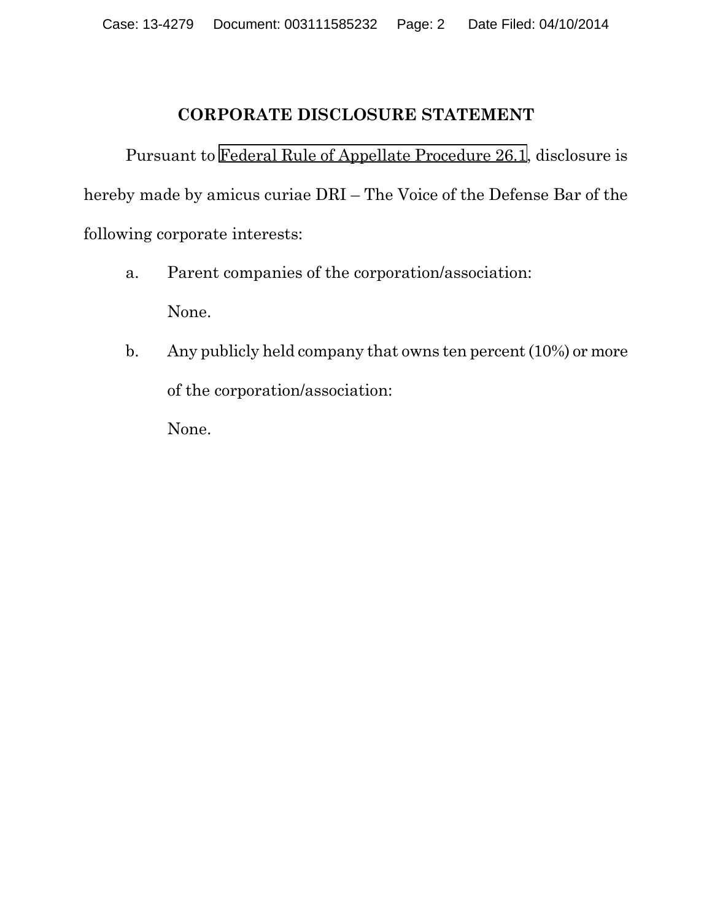## CORPORATE DISCLOSURE STATEMENT

Pursuant to Federal Rule of Appellate Procedure 26.1, disclosure is hereby made by amicus curiae DRI – The Voice of the Defense Bar of the following corporate interests:

a. Parent companies of the corporation/association:

   None.

b. Any publicly held company that owns ten percent (10%) or more of the corporation/association:

   None.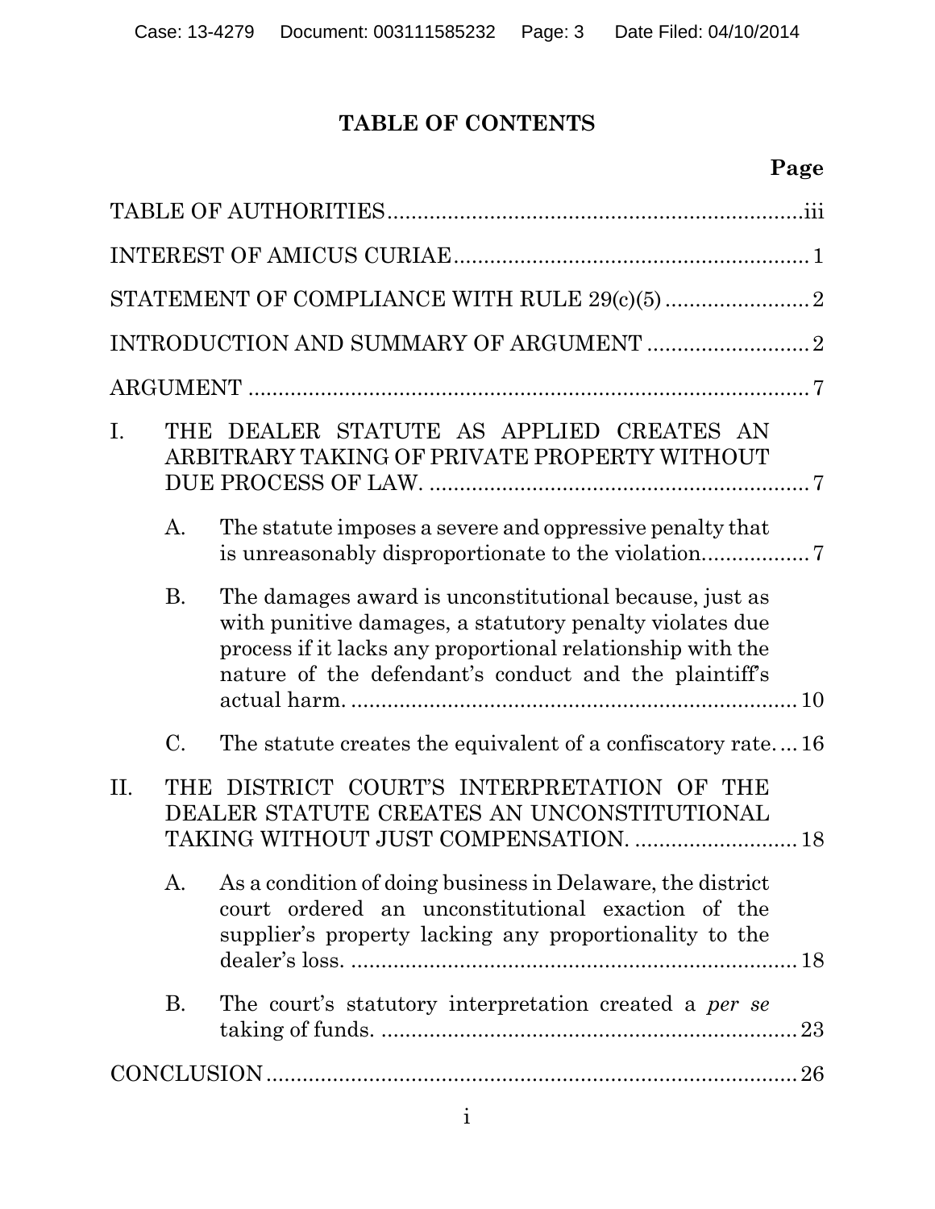# TABLE OF CONTENTS

| | Page |
|---|---|
| TABLE OF AUTHORITIES | iii |
| INTEREST OF AMICUS CURIAE | 1 |
| STATEMENT OF COMPLIANCE WITH RULE 29(c)(5) | 2 |
| INTRODUCTION AND SUMMARY OF ARGUMENT | 2 |
| ARGUMENT | 7 |
| I. THE DEALER STATUTE AS APPLIED CREATES AN ARBITRARY TAKING OF PRIVATE PROPERTY WITHOUT DUE PROCESS OF LAW. | 7 |
| A. The statute imposes a severe and oppressive penalty that is unreasonably disproportionate to the violation. | 7 |
| B. The damages award is unconstitutional because, just as with punitive damages, a statutory penalty violates due process if it lacks any proportional relationship with the nature of the defendant's conduct and the plaintiff's actual harm. | 10 |
| C. The statute creates the equivalent of a confiscatory rate. | 16 |
| II. THE DISTRICT COURT'S INTERPRETATION OF THE DEALER STATUTE CREATES AN UNCONSTITUTIONAL TAKING WITHOUT JUST COMPENSATION. | 18 |
| A. As a condition of doing business in Delaware, the district court ordered an unconstitutional exaction of the supplier's property lacking any proportionality to the dealer's loss. | 18 |
| B. The court's statutory interpretation created a *per se* taking of funds. | 23 |
| CONCLUSION | 26 |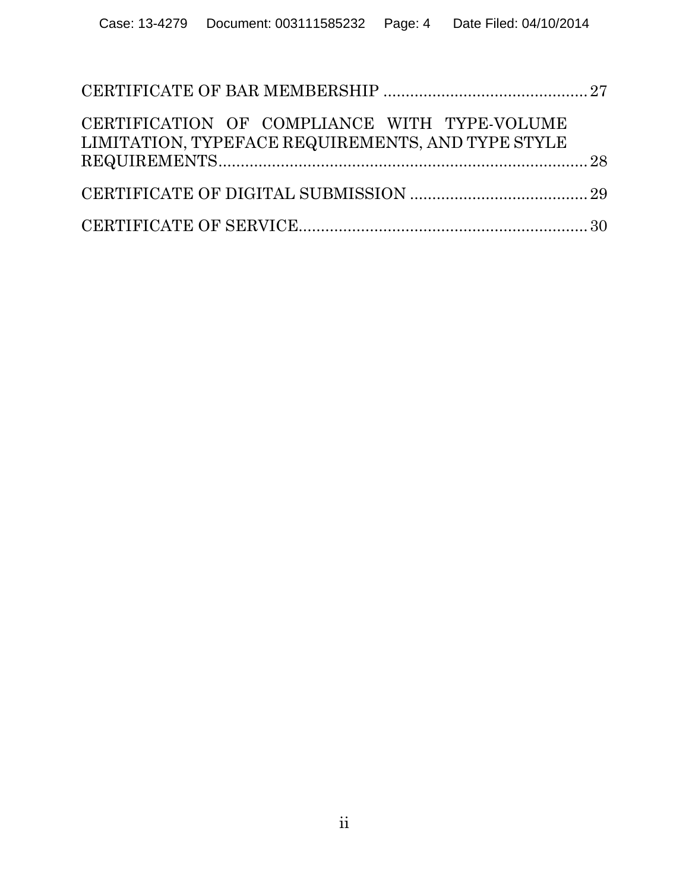CERTIFICATE OF BAR MEMBERSHIP ............................................ 27

CERTIFICATION OF COMPLIANCE WITH TYPE-VOLUME LIMITATION, TYPEFACE REQUIREMENTS, AND TYPE STYLE REQUIREMENTS ................................................................................ 28

CERTIFICATE OF DIGITAL SUBMISSION ....................................... 29

CERTIFICATE OF SERVICE ............................................................... 30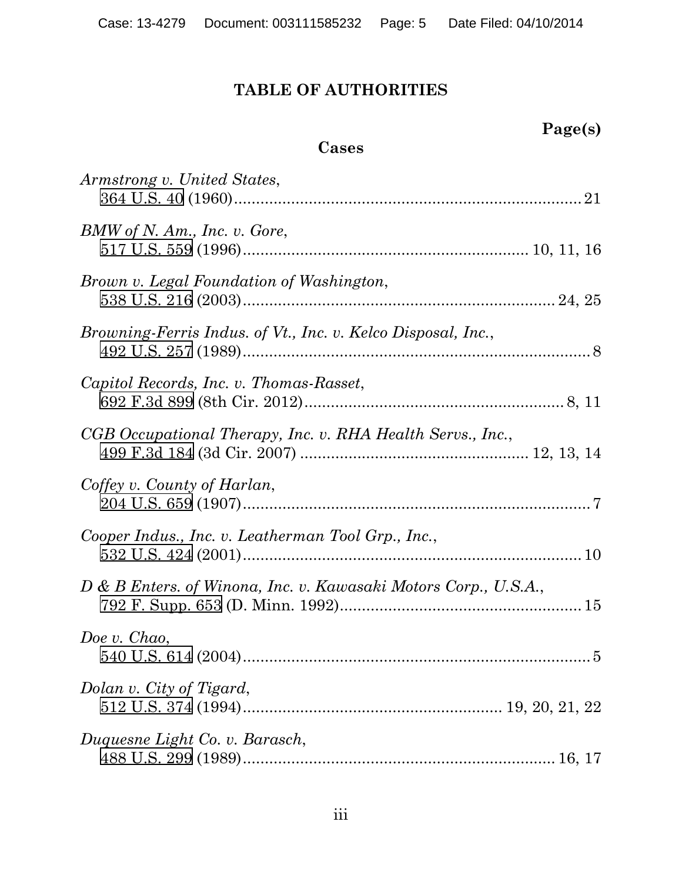# TABLE OF AUTHORITIES

**Page(s)**

## Cases

*Armstrong v. United States*,
364 U.S. 40 (1960)................................................................................21

*BMW of N. Am., Inc. v. Gore*,
517 U.S. 559 (1996)..................................................................10, 11, 16

*Brown v. Legal Foundation of Washington*,
538 U.S. 216 (2003)........................................................................24, 25

*Browning-Ferris Indus. of Vt., Inc. v. Kelco Disposal, Inc.*,
492 U.S. 257 (1989)..................................................................................8

*Capitol Records, Inc. v. Thomas-Rasset*,
692 F.3d 899 (8th Cir. 2012)..............................................................8, 11

*CGB Occupational Therapy, Inc. v. RHA Health Servs., Inc.*,
499 F.3d 184 (3d Cir. 2007) ...................................................12, 13, 14

*Coffey v. County of Harlan*,
204 U.S. 659 (1907)..................................................................................7

*Cooper Indus., Inc. v. Leatherman Tool Grp., Inc.*,
532 U.S. 424 (2001)................................................................................10

*D & B Enters. of Winona, Inc. v. Kawasaki Motors Corp., U.S.A.*,
792 F. Supp. 653 (D. Minn. 1992).........................................................15

*Doe v. Chao*,
540 U.S. 614 (2004)..................................................................................5

*Dolan v. City of Tigard*,
512 U.S. 374 (1994)..........................................................19, 20, 21, 22

*Duquesne Light Co. v. Barasch*,
488 U.S. 299 (1989)........................................................................16, 17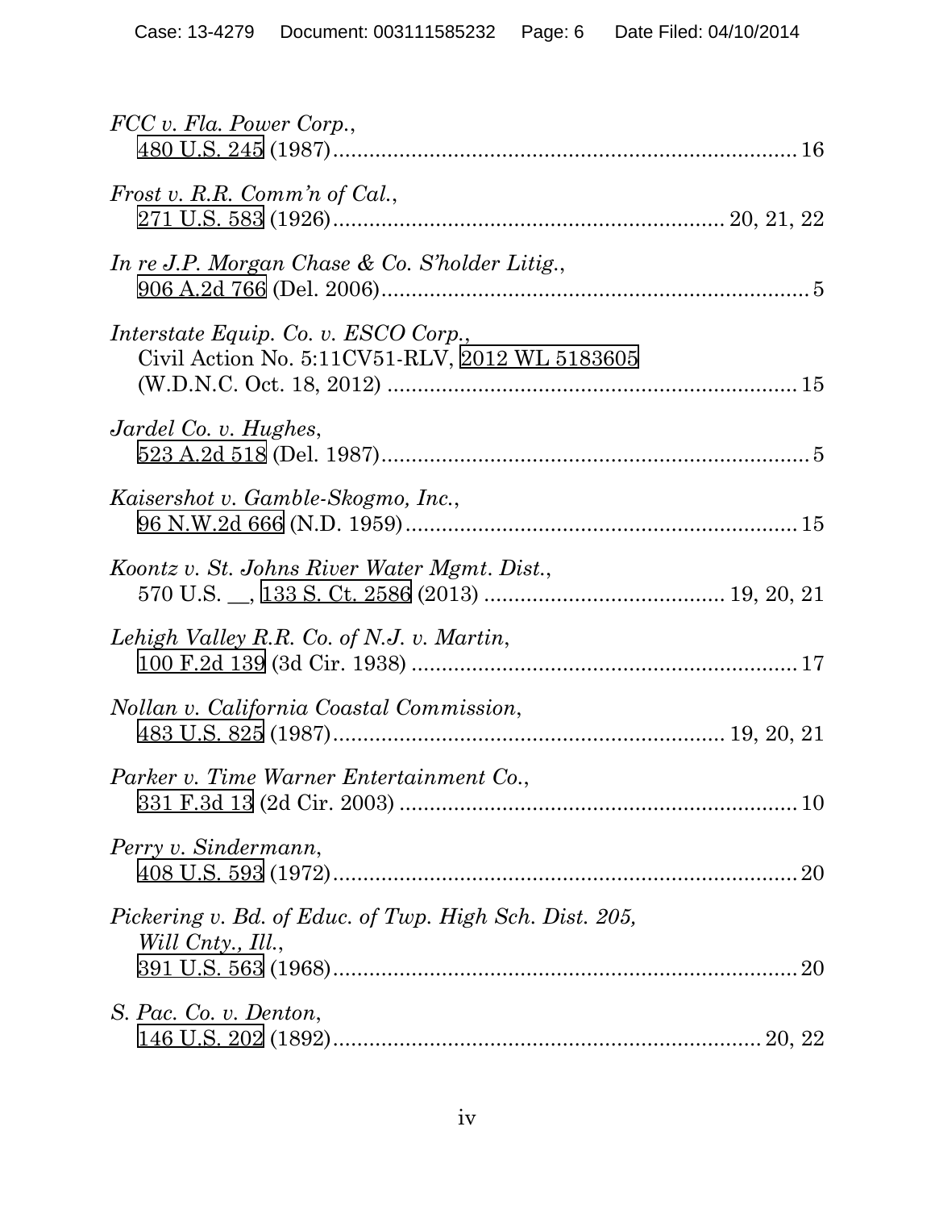*FCC v. Fla. Power Corp.*,
480 U.S. 245 (1987)............................................................................ 16

*Frost v. R.R. Comm'n of Cal.*,
271 U.S. 583 (1926)................................................................ 20, 21, 22

*In re J.P. Morgan Chase & Co. S'holder Litig.*,
906 A.2d 766 (Del. 2006)........................................................................ 5

*Interstate Equip. Co. v. ESCO Corp.*,
Civil Action No. 5:11CV51-RLV, 2012 WL 5183605
(W.D.N.C. Oct. 18, 2012) ..................................................................... 15

*Jardel Co. v. Hughes*,
523 A.2d 518 (Del. 1987)........................................................................ 5

*Kaisershot v. Gamble-Skogmo, Inc.*,
96 N.W.2d 666 (N.D. 1959).................................................................. 15

*Koontz v. St. Johns River Water Mgmt. Dist.*,
570 U.S. __, 133 S. Ct. 2586 (2013) ....................................... 19, 20, 21

*Lehigh Valley R.R. Co. of N.J. v. Martin*,
100 F.2d 139 (3d Cir. 1938) ................................................................. 17

*Nollan v. California Coastal Commission*,
483 U.S. 825 (1987)................................................................ 19, 20, 21

*Parker v. Time Warner Entertainment Co.*,
331 F.3d 13 (2d Cir. 2003) ................................................................... 10

*Perry v. Sindermann*,
408 U.S. 593 (1972).............................................................................. 20

*Pickering v. Bd. of Educ. of Twp. High Sch. Dist. 205, Will Cnty., Ill.*,
391 U.S. 563 (1968).............................................................................. 20

*S. Pac. Co. v. Denton*,
146 U.S. 202 (1892)....................................................................... 20, 22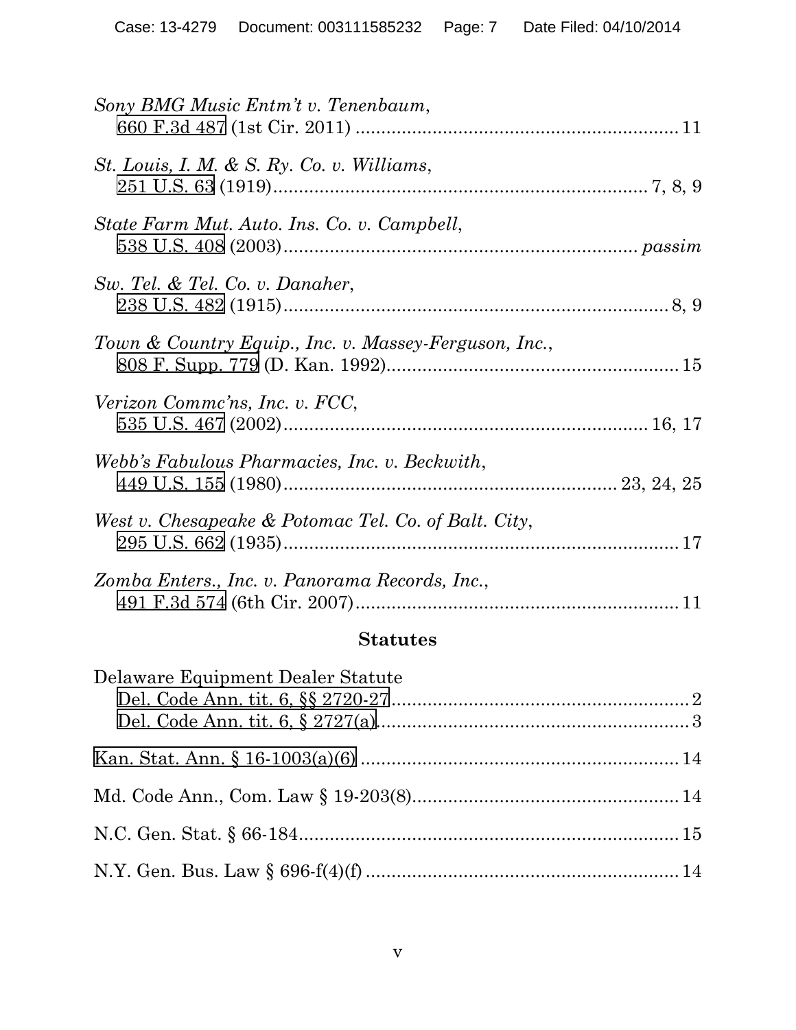*Sony BMG Music Entm't v. Tenenbaum*,
660 F.3d 487 (1st Cir. 2011) .............................................................. 11

*St. Louis, I. M. & S. Ry. Co. v. Williams*,
251 U.S. 63 (1919)........................................................................ 7, 8, 9

*State Farm Mut. Auto. Ins. Co. v. Campbell*,
538 U.S. 408 (2003)..................................................................... *passim*

*Sw. Tel. & Tel. Co. v. Danaher*,
238 U.S. 482 (1915)........................................................................... 8, 9

*Town & Country Equip., Inc. v. Massey-Ferguson, Inc.*,
808 F. Supp. 779 (D. Kan. 1992)......................................................... 15

*Verizon Commc'ns, Inc. v. FCC*,
535 U.S. 467 (2002)...................................................................... 16, 17

*Webb's Fabulous Pharmacies, Inc. v. Beckwith*,
449 U.S. 155 (1980)................................................................ 23, 24, 25

*West v. Chesapeake & Potomac Tel. Co. of Balt. City*,
295 U.S. 662 (1935)............................................................................. 17

*Zomba Enters., Inc. v. Panorama Records, Inc.*,
491 F.3d 574 (6th Cir. 2007)............................................................... 11

## Statutes

Delaware Equipment Dealer Statute
Del. Code Ann. tit. 6, §§ 2720-27........................................................... 2
Del. Code Ann. tit. 6, § 2727(a).............................................................. 3

Kan. Stat. Ann. § 16-1003(a)(6) .............................................................. 14

Md. Code Ann., Com. Law § 19-203(8).................................................... 14

N.C. Gen. Stat. § 66-184.......................................................................... 15

N.Y. Gen. Bus. Law § 696-f(4)(f) ............................................................. 14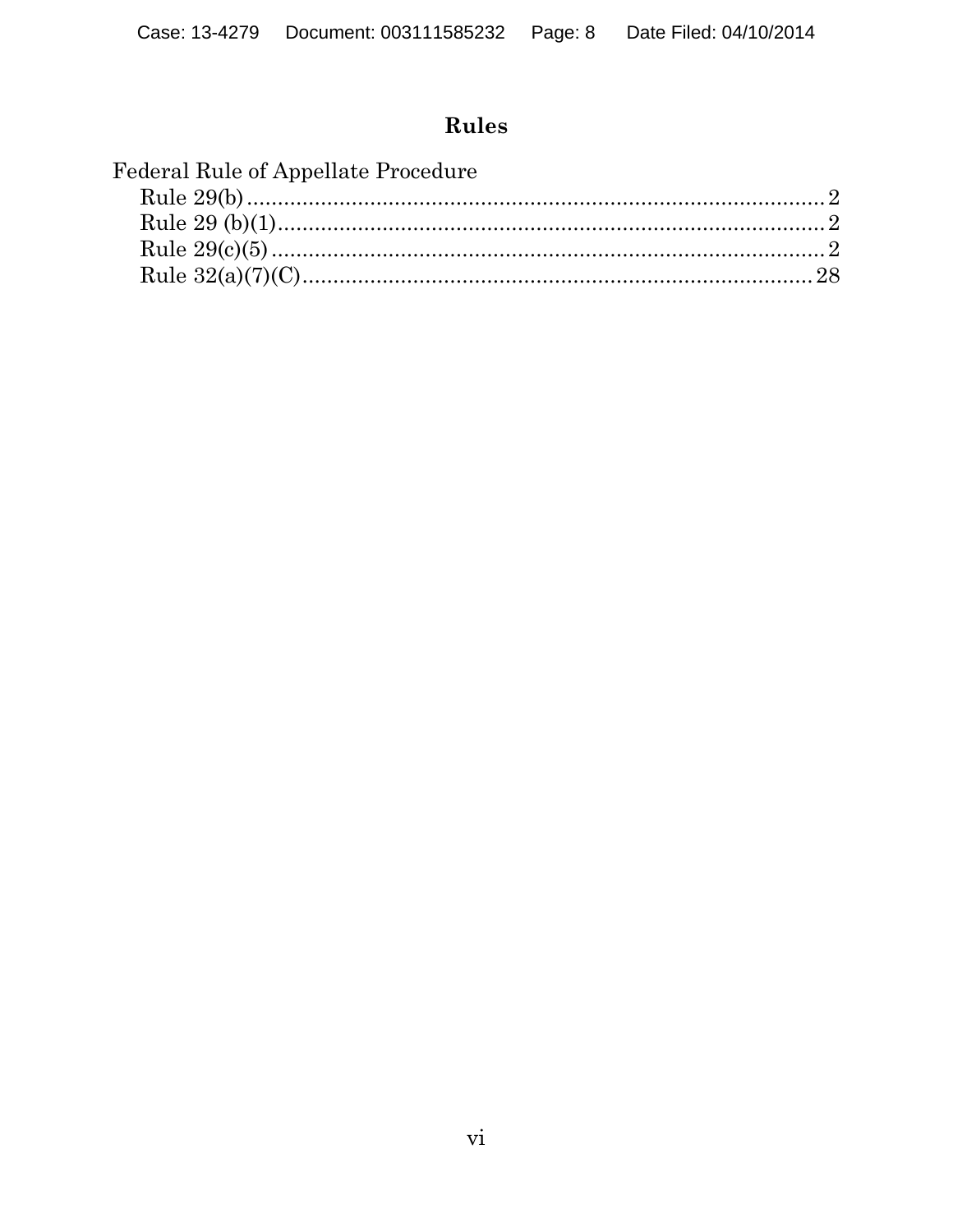## Rules

Federal Rule of Appellate Procedure

- Rule 29(b) ........................................................................................ 2
- Rule 29 (b)(1)..................................................................................... 2
- Rule 29(c)(5) ...................................................................................... 2
- Rule 32(a)(7)(C)................................................................................ 28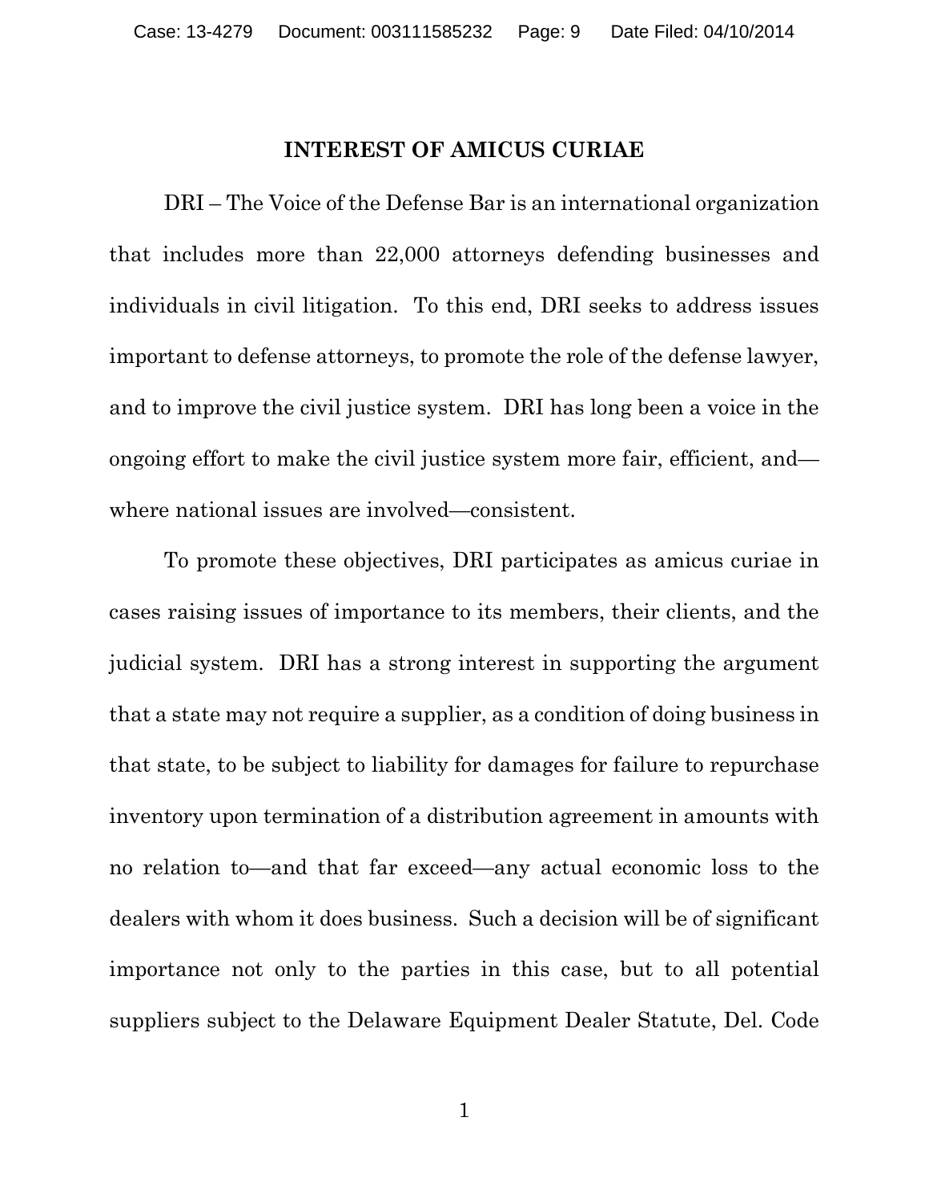## INTEREST OF AMICUS CURIAE

DRI – The Voice of the Defense Bar is an international organization that includes more than 22,000 attorneys defending businesses and individuals in civil litigation. To this end, DRI seeks to address issues important to defense attorneys, to promote the role of the defense lawyer, and to improve the civil justice system. DRI has long been a voice in the ongoing effort to make the civil justice system more fair, efficient, and—where national issues are involved—consistent.

To promote these objectives, DRI participates as amicus curiae in cases raising issues of importance to its members, their clients, and the judicial system. DRI has a strong interest in supporting the argument that a state may not require a supplier, as a condition of doing business in that state, to be subject to liability for damages for failure to repurchase inventory upon termination of a distribution agreement in amounts with no relation to—and that far exceed—any actual economic loss to the dealers with whom it does business. Such a decision will be of significant importance not only to the parties in this case, but to all potential suppliers subject to the Delaware Equipment Dealer Statute, Del. Code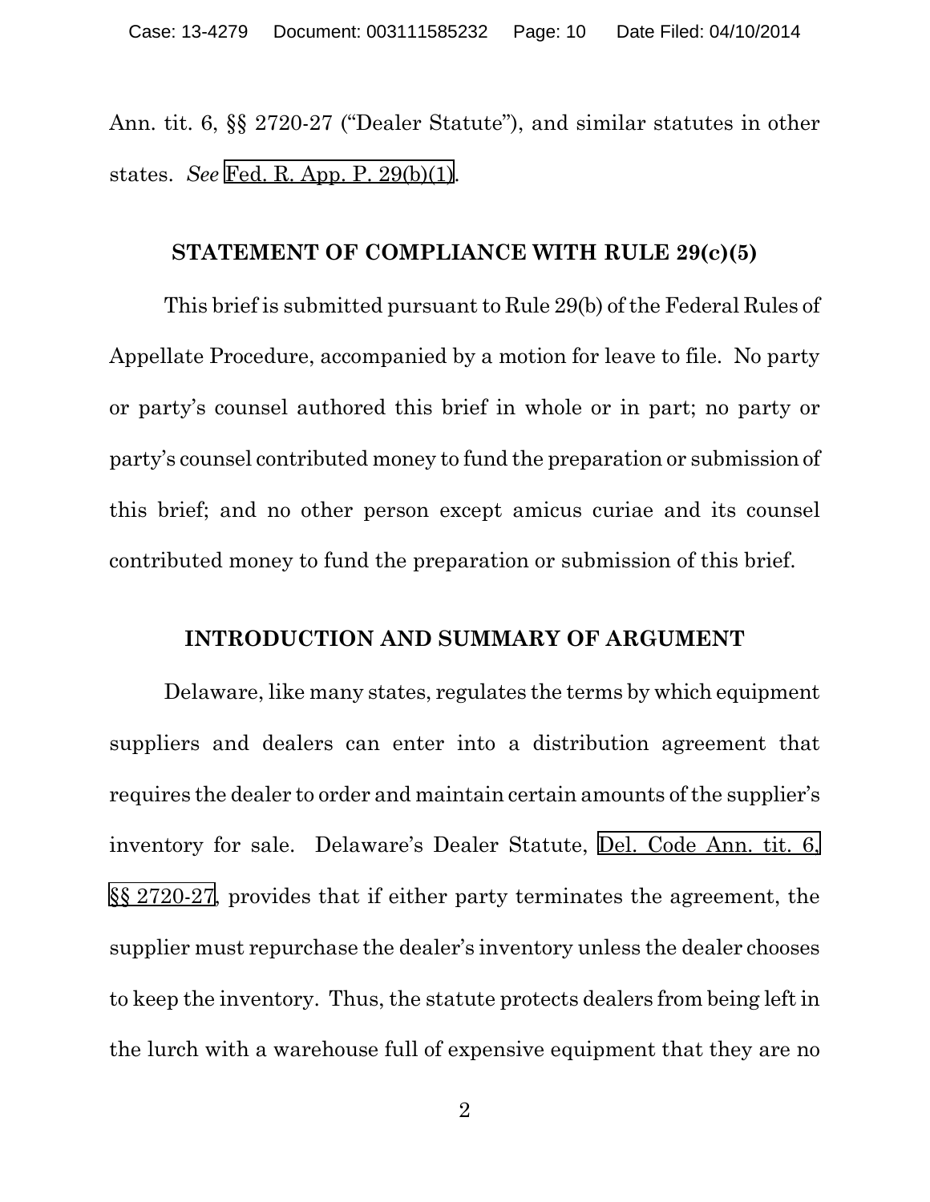Ann. tit. 6, §§ 2720-27 ("Dealer Statute"), and similar statutes in other states. *See* Fed. R. App. P. 29(b)(1).

## STATEMENT OF COMPLIANCE WITH RULE 29(c)(5)

This brief is submitted pursuant to Rule 29(b) of the Federal Rules of Appellate Procedure, accompanied by a motion for leave to file. No party or party's counsel authored this brief in whole or in part; no party or party's counsel contributed money to fund the preparation or submission of this brief; and no other person except amicus curiae and its counsel contributed money to fund the preparation or submission of this brief.

## INTRODUCTION AND SUMMARY OF ARGUMENT

Delaware, like many states, regulates the terms by which equipment suppliers and dealers can enter into a distribution agreement that requires the dealer to order and maintain certain amounts of the supplier's inventory for sale. Delaware's Dealer Statute, Del. Code Ann. tit. 6, §§ 2720-27, provides that if either party terminates the agreement, the supplier must repurchase the dealer's inventory unless the dealer chooses to keep the inventory. Thus, the statute protects dealers from being left in the lurch with a warehouse full of expensive equipment that they are no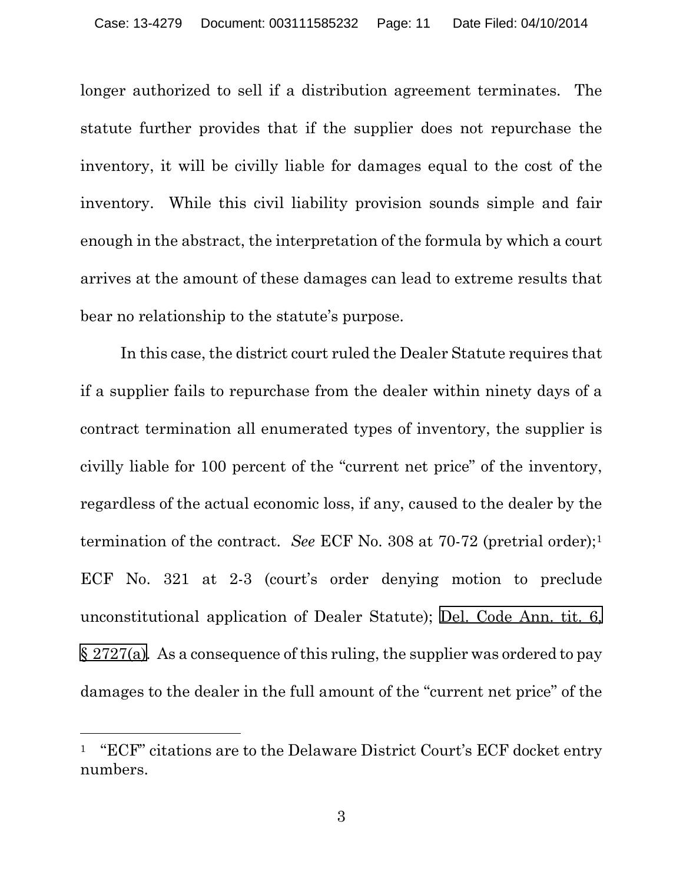longer authorized to sell if a distribution agreement terminates. The statute further provides that if the supplier does not repurchase the inventory, it will be civilly liable for damages equal to the cost of the inventory. While this civil liability provision sounds simple and fair enough in the abstract, the interpretation of the formula by which a court arrives at the amount of these damages can lead to extreme results that bear no relationship to the statute's purpose.

In this case, the district court ruled the Dealer Statute requires that if a supplier fails to repurchase from the dealer within ninety days of a contract termination all enumerated types of inventory, the supplier is civilly liable for 100 percent of the "current net price" of the inventory, regardless of the actual economic loss, if any, caused to the dealer by the termination of the contract. *See* ECF No. 308 at 70-72 (pretrial order);[1] ECF No. 321 at 2-3 (court's order denying motion to preclude unconstitutional application of Dealer Statute); Del. Code Ann. tit. 6, § 2727(a). As a consequence of this ruling, the supplier was ordered to pay damages to the dealer in the full amount of the "current net price" of the

[1] "ECF" citations are to the Delaware District Court's ECF docket entry numbers.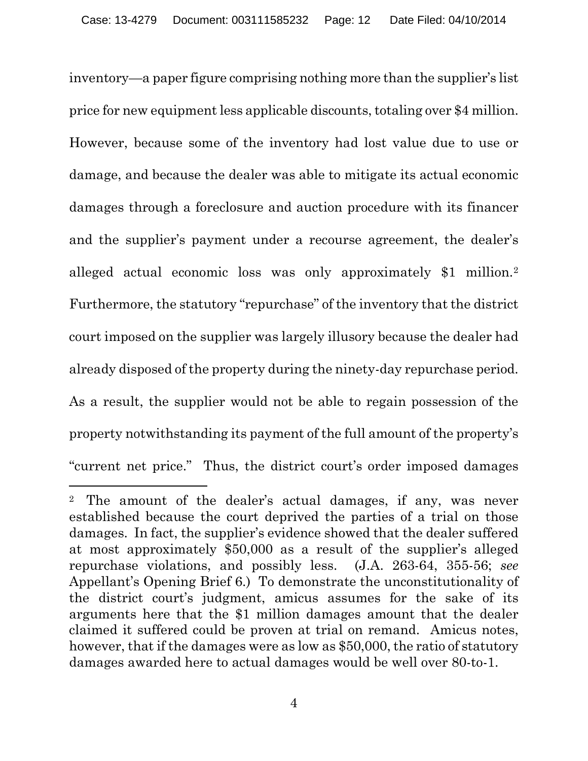inventory—a paper figure comprising nothing more than the supplier's list price for new equipment less applicable discounts, totaling over $4 million. However, because some of the inventory had lost value due to use or damage, and because the dealer was able to mitigate its actual economic damages through a foreclosure and auction procedure with its financer and the supplier's payment under a recourse agreement, the dealer's alleged actual economic loss was only approximately $1 million.[2] Furthermore, the statutory "repurchase" of the inventory that the district court imposed on the supplier was largely illusory because the dealer had already disposed of the property during the ninety-day repurchase period. As a result, the supplier would not be able to regain possession of the property notwithstanding its payment of the full amount of the property's "current net price." Thus, the district court's order imposed damages

---

[2] The amount of the dealer's actual damages, if any, was never established because the court deprived the parties of a trial on those damages. In fact, the supplier's evidence showed that the dealer suffered at most approximately $50,000 as a result of the supplier's alleged repurchase violations, and possibly less. (J.A. 263-64, 355-56; *see* Appellant's Opening Brief 6.) To demonstrate the unconstitutionality of the district court's judgment, amicus assumes for the sake of its arguments here that the $1 million damages amount that the dealer claimed it suffered could be proven at trial on remand. Amicus notes, however, that if the damages were as low as $50,000, the ratio of statutory damages awarded here to actual damages would be well over 80-to-1.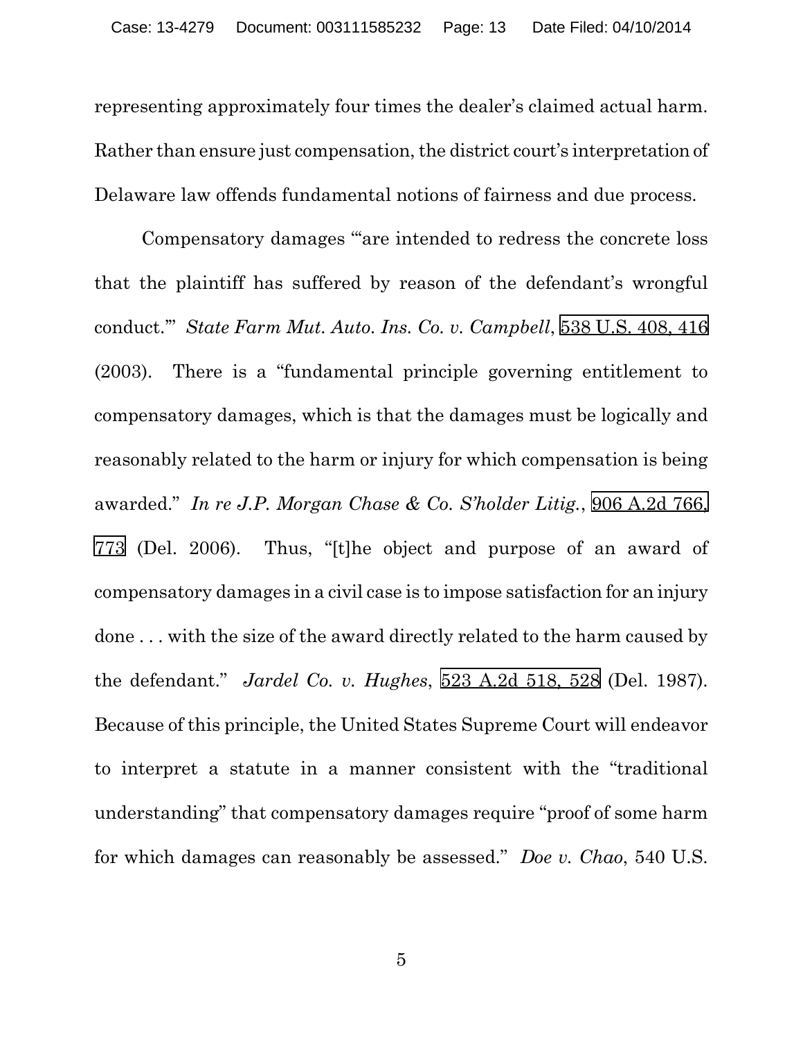representing approximately four times the dealer's claimed actual harm. Rather than ensure just compensation, the district court's interpretation of Delaware law offends fundamental notions of fairness and due process.

Compensatory damages "'are intended to redress the concrete loss that the plaintiff has suffered by reason of the defendant's wrongful conduct.'" *State Farm Mut. Auto. Ins. Co. v. Campbell*, 538 U.S. 408, 416 (2003). There is a "fundamental principle governing entitlement to compensatory damages, which is that the damages must be logically and reasonably related to the harm or injury for which compensation is being awarded." *In re J.P. Morgan Chase & Co. S'holder Litig.*, 906 A.2d 766, 773 (Del. 2006). Thus, "[t]he object and purpose of an award of compensatory damages in a civil case is to impose satisfaction for an injury done . . . with the size of the award directly related to the harm caused by the defendant." *Jardel Co. v. Hughes*, 523 A.2d 518, 528 (Del. 1987). Because of this principle, the United States Supreme Court will endeavor to interpret a statute in a manner consistent with the "traditional understanding" that compensatory damages require "proof of some harm for which damages can reasonably be assessed." *Doe v. Chao*, 540 U.S.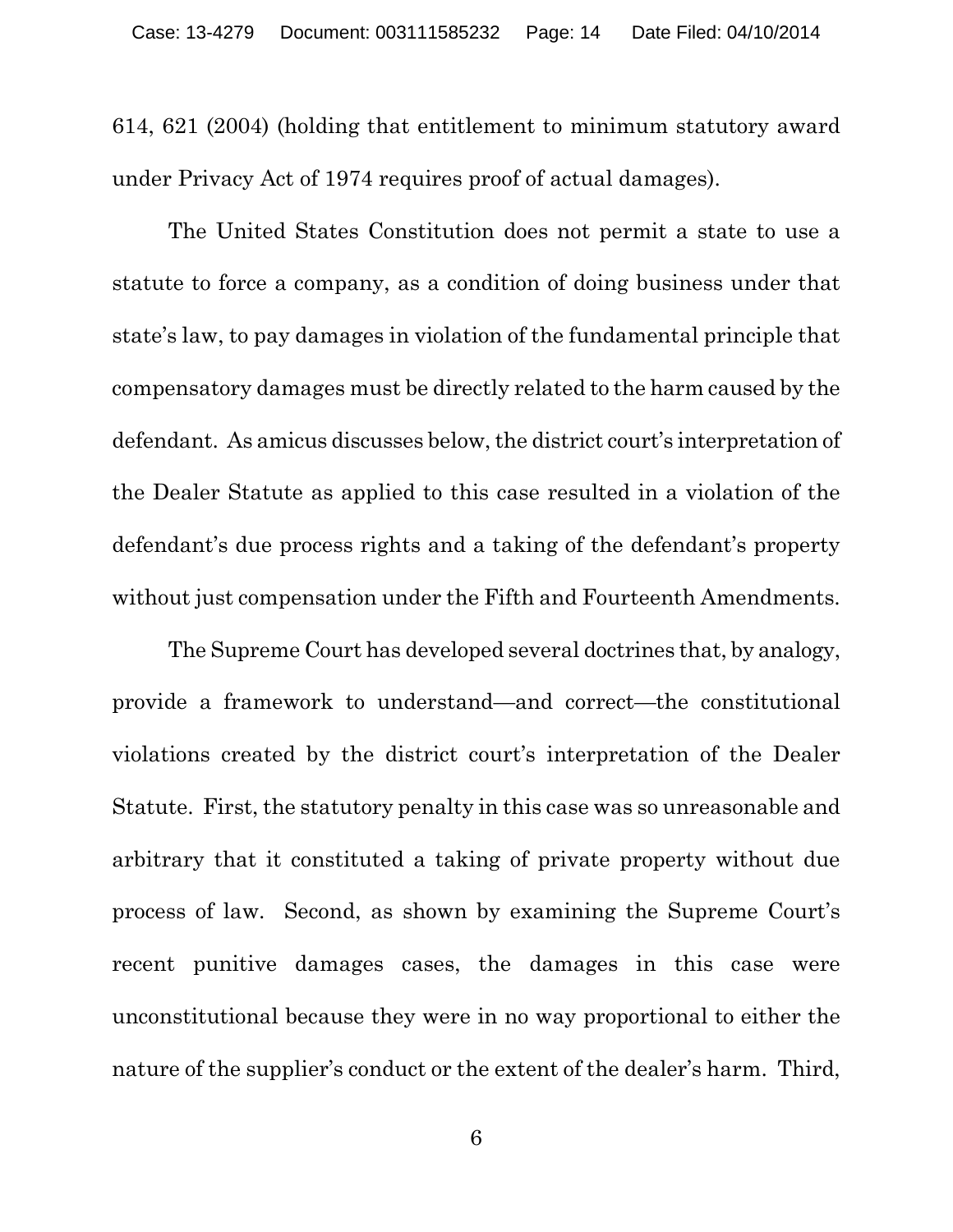614, 621 (2004) (holding that entitlement to minimum statutory award under Privacy Act of 1974 requires proof of actual damages).

The United States Constitution does not permit a state to use a statute to force a company, as a condition of doing business under that state's law, to pay damages in violation of the fundamental principle that compensatory damages must be directly related to the harm caused by the defendant. As amicus discusses below, the district court's interpretation of the Dealer Statute as applied to this case resulted in a violation of the defendant's due process rights and a taking of the defendant's property without just compensation under the Fifth and Fourteenth Amendments.

The Supreme Court has developed several doctrines that, by analogy, provide a framework to understand—and correct—the constitutional violations created by the district court's interpretation of the Dealer Statute. First, the statutory penalty in this case was so unreasonable and arbitrary that it constituted a taking of private property without due process of law. Second, as shown by examining the Supreme Court's recent punitive damages cases, the damages in this case were unconstitutional because they were in no way proportional to either the nature of the supplier's conduct or the extent of the dealer's harm. Third,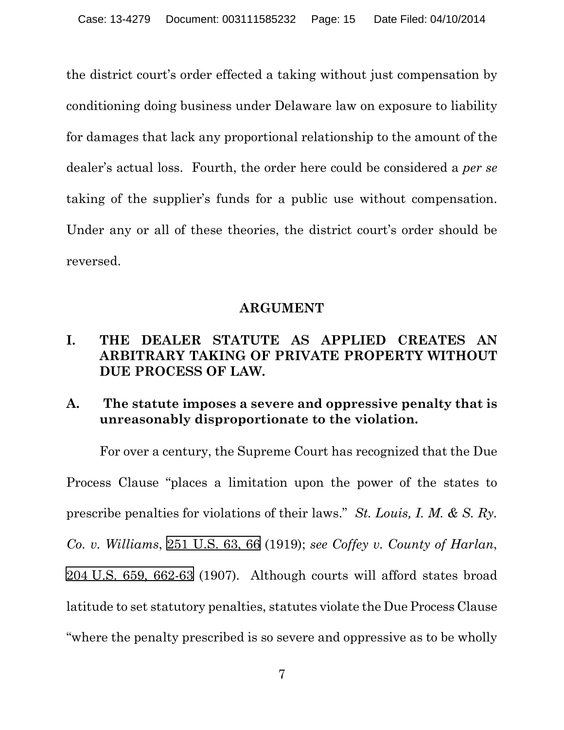the district court's order effected a taking without just compensation by conditioning doing business under Delaware law on exposure to liability for damages that lack any proportional relationship to the amount of the dealer's actual loss. Fourth, the order here could be considered a *per se* taking of the supplier's funds for a public use without compensation. Under any or all of these theories, the district court's order should be reversed.

## ARGUMENT

### I. THE DEALER STATUTE AS APPLIED CREATES AN ARBITRARY TAKING OF PRIVATE PROPERTY WITHOUT DUE PROCESS OF LAW.

#### A. The statute imposes a severe and oppressive penalty that is unreasonably disproportionate to the violation.

For over a century, the Supreme Court has recognized that the Due Process Clause "places a limitation upon the power of the states to prescribe penalties for violations of their laws." *St. Louis, I. M. & S. Ry. Co. v. Williams*, 251 U.S. 63, 66 (1919); *see Coffey v. County of Harlan*, 204 U.S. 659, 662-63 (1907). Although courts will afford states broad latitude to set statutory penalties, statutes violate the Due Process Clause "where the penalty prescribed is so severe and oppressive as to be wholly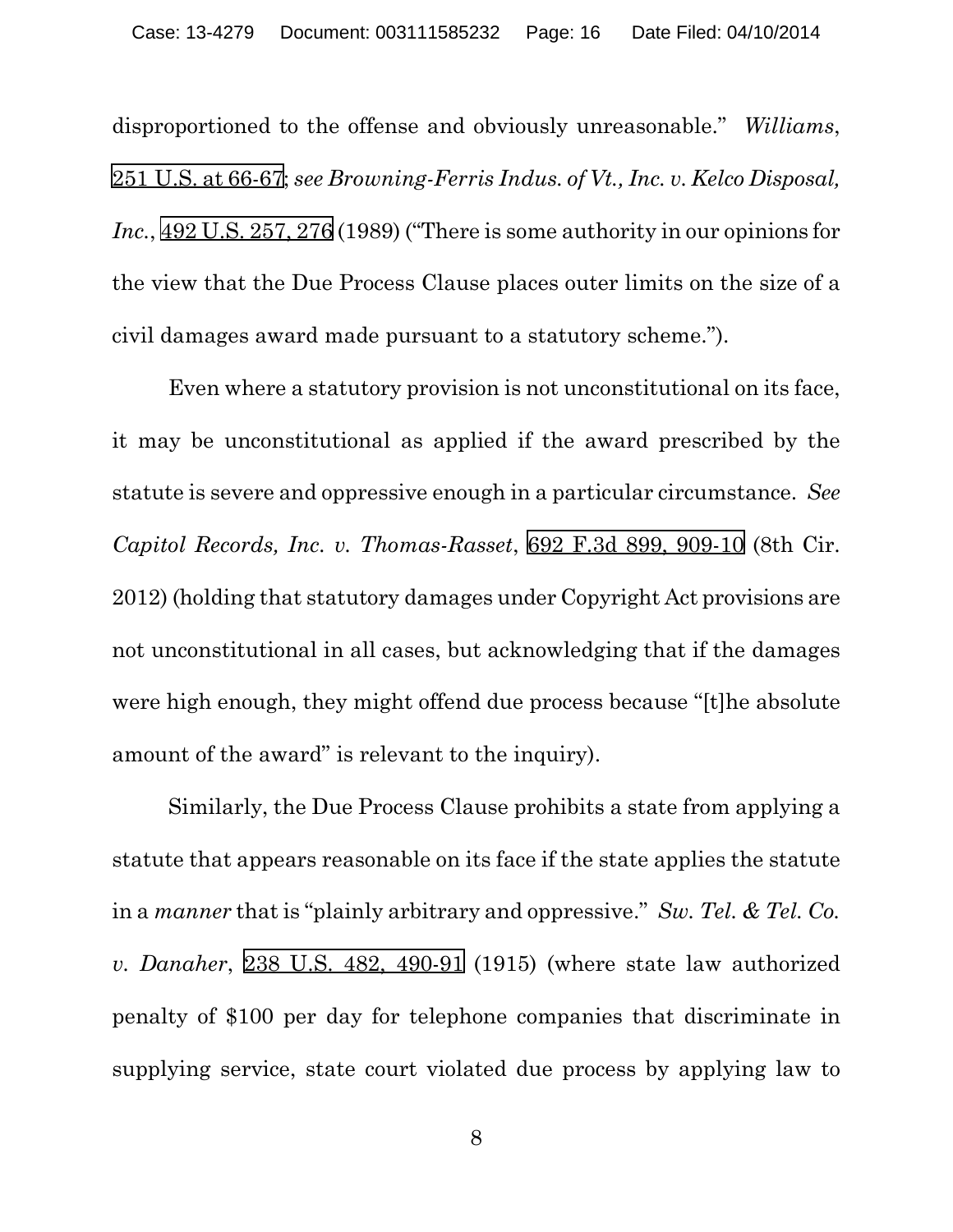disproportioned to the offense and obviously unreasonable." *Williams*, 251 U.S. at 66-67; *see Browning-Ferris Indus. of Vt., Inc. v. Kelco Disposal, Inc.*, 492 U.S. 257, 276 (1989) ("There is some authority in our opinions for the view that the Due Process Clause places outer limits on the size of a civil damages award made pursuant to a statutory scheme.").

Even where a statutory provision is not unconstitutional on its face, it may be unconstitutional as applied if the award prescribed by the statute is severe and oppressive enough in a particular circumstance. *See Capitol Records, Inc. v. Thomas-Rasset*, 692 F.3d 899, 909-10 (8th Cir. 2012) (holding that statutory damages under Copyright Act provisions are not unconstitutional in all cases, but acknowledging that if the damages were high enough, they might offend due process because "[t]he absolute amount of the award" is relevant to the inquiry).

Similarly, the Due Process Clause prohibits a state from applying a statute that appears reasonable on its face if the state applies the statute in a *manner* that is "plainly arbitrary and oppressive." *Sw. Tel. & Tel. Co. v. Danaher*, 238 U.S. 482, 490-91 (1915) (where state law authorized penalty of $100 per day for telephone companies that discriminate in supplying service, state court violated due process by applying law to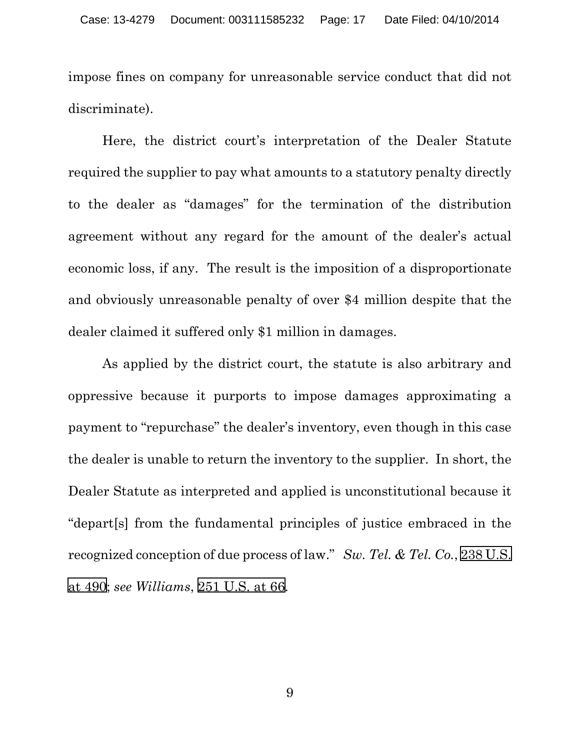impose fines on company for unreasonable service conduct that did not discriminate).

Here, the district court's interpretation of the Dealer Statute required the supplier to pay what amounts to a statutory penalty directly to the dealer as "damages" for the termination of the distribution agreement without any regard for the amount of the dealer's actual economic loss, if any. The result is the imposition of a disproportionate and obviously unreasonable penalty of over $4 million despite that the dealer claimed it suffered only $1 million in damages.

As applied by the district court, the statute is also arbitrary and oppressive because it purports to impose damages approximating a payment to "repurchase" the dealer's inventory, even though in this case the dealer is unable to return the inventory to the supplier. In short, the Dealer Statute as interpreted and applied is unconstitutional because it "depart[s] from the fundamental principles of justice embraced in the recognized conception of due process of law." *Sw. Tel. & Tel. Co.*, 238 U.S. at 490; *see Williams*, 251 U.S. at 66.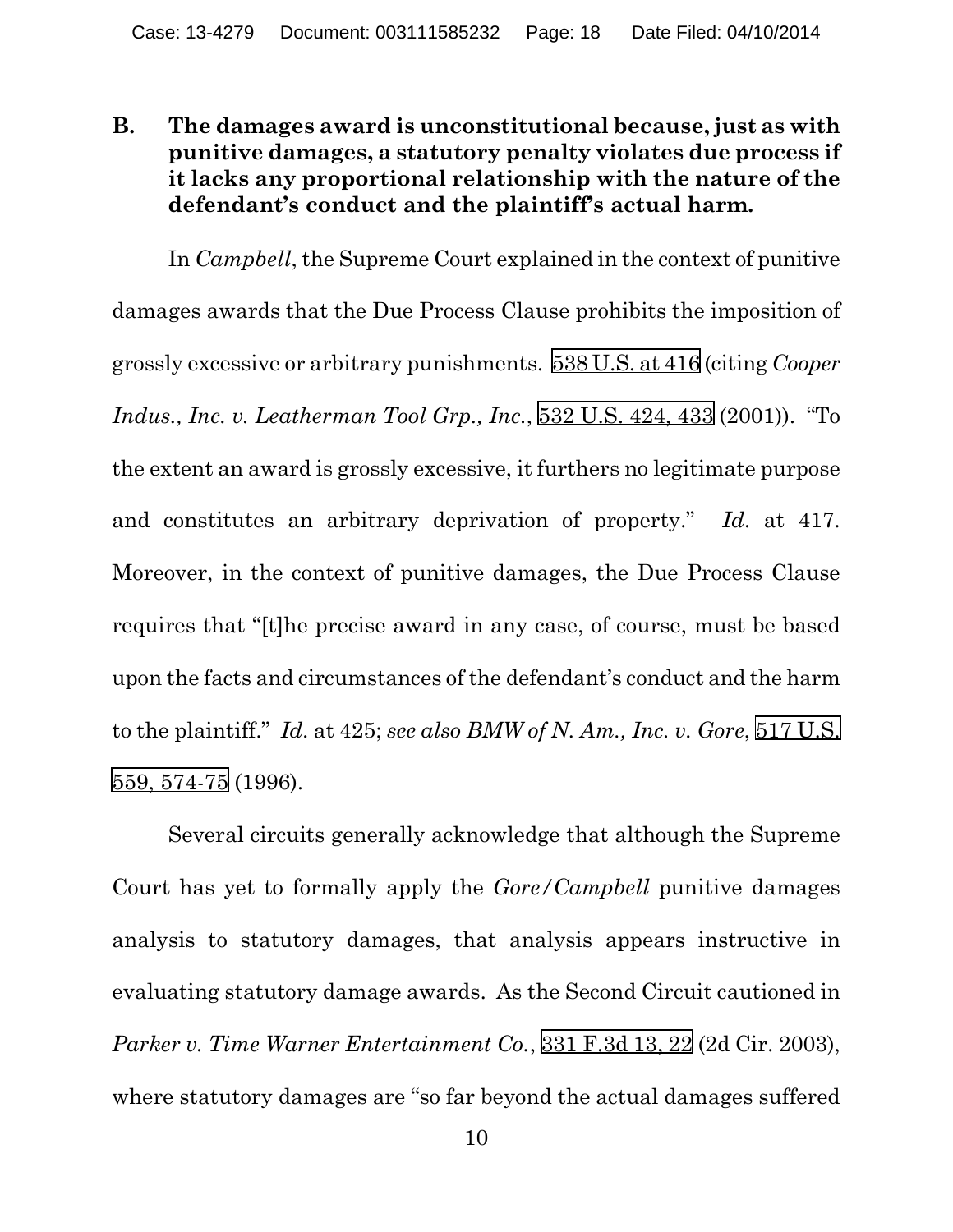### B. The damages award is unconstitutional because, just as with punitive damages, a statutory penalty violates due process if it lacks any proportional relationship with the nature of the defendant's conduct and the plaintiff's actual harm.

In *Campbell*, the Supreme Court explained in the context of punitive damages awards that the Due Process Clause prohibits the imposition of grossly excessive or arbitrary punishments. 538 U.S. at 416 (citing *Cooper Indus., Inc. v. Leatherman Tool Grp., Inc.*, 532 U.S. 424, 433 (2001)). "To the extent an award is grossly excessive, it furthers no legitimate purpose and constitutes an arbitrary deprivation of property." *Id*. at 417. Moreover, in the context of punitive damages, the Due Process Clause requires that "[t]he precise award in any case, of course, must be based upon the facts and circumstances of the defendant's conduct and the harm to the plaintiff." *Id*. at 425; *see also BMW of N. Am., Inc. v. Gore*, 517 U.S. 559, 574-75 (1996).

Several circuits generally acknowledge that although the Supreme Court has yet to formally apply the *Gore/Campbell* punitive damages analysis to statutory damages, that analysis appears instructive in evaluating statutory damage awards. As the Second Circuit cautioned in *Parker v. Time Warner Entertainment Co.*, 331 F.3d 13, 22 (2d Cir. 2003), where statutory damages are "so far beyond the actual damages suffered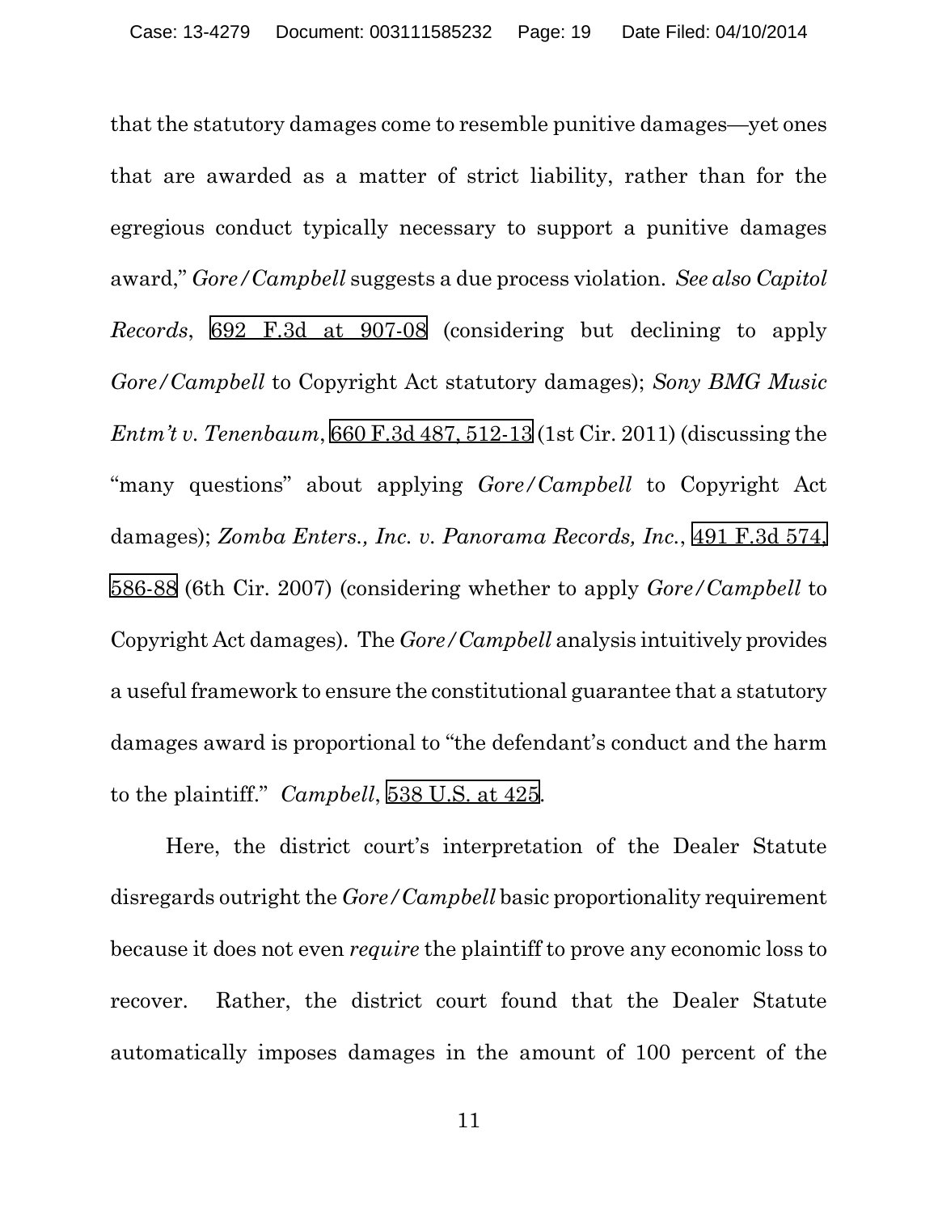that the statutory damages come to resemble punitive damages—yet ones that are awarded as a matter of strict liability, rather than for the egregious conduct typically necessary to support a punitive damages award," *Gore/Campbell* suggests a due process violation. *See also Capitol Records*, 692 F.3d at 907-08 (considering but declining to apply *Gore/Campbell* to Copyright Act statutory damages); *Sony BMG Music Entm't v. Tenenbaum*, 660 F.3d 487, 512-13 (1st Cir. 2011) (discussing the "many questions" about applying *Gore/Campbell* to Copyright Act damages); *Zomba Enters., Inc. v. Panorama Records, Inc.*, 491 F.3d 574, 586-88 (6th Cir. 2007) (considering whether to apply *Gore/Campbell* to Copyright Act damages). The *Gore/Campbell* analysis intuitively provides a useful framework to ensure the constitutional guarantee that a statutory damages award is proportional to "the defendant's conduct and the harm to the plaintiff." *Campbell*, 538 U.S. at 425.

Here, the district court's interpretation of the Dealer Statute disregards outright the *Gore/Campbell* basic proportionality requirement because it does not even *require* the plaintiff to prove any economic loss to recover. Rather, the district court found that the Dealer Statute automatically imposes damages in the amount of 100 percent of the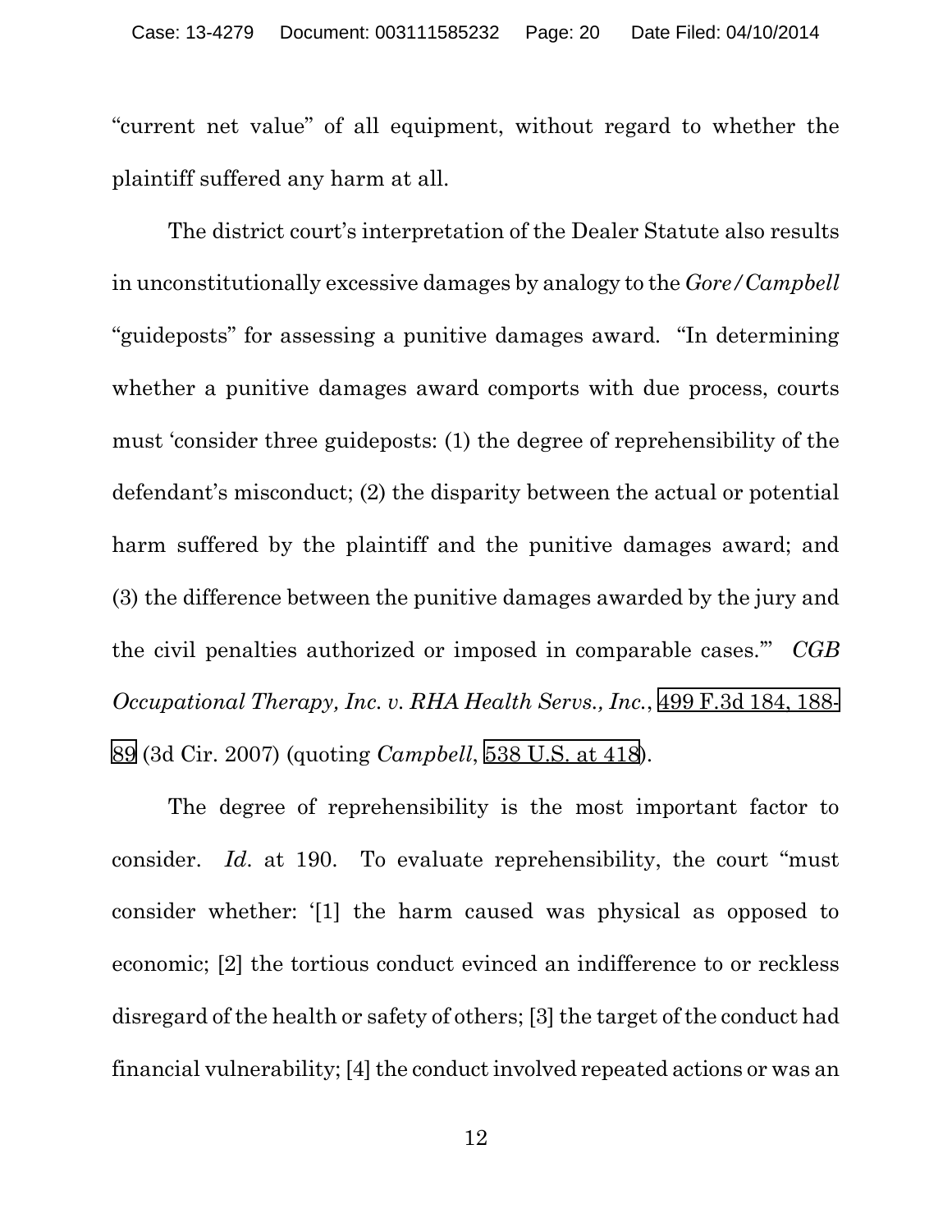"current net value" of all equipment, without regard to whether the plaintiff suffered any harm at all.

The district court's interpretation of the Dealer Statute also results in unconstitutionally excessive damages by analogy to the *Gore/Campbell* "guideposts" for assessing a punitive damages award. "In determining whether a punitive damages award comports with due process, courts must 'consider three guideposts: (1) the degree of reprehensibility of the defendant's misconduct; (2) the disparity between the actual or potential harm suffered by the plaintiff and the punitive damages award; and (3) the difference between the punitive damages awarded by the jury and the civil penalties authorized or imposed in comparable cases.'" *CGB Occupational Therapy, Inc. v. RHA Health Servs., Inc.*, 499 F.3d 184, 188-89 (3d Cir. 2007) (quoting *Campbell*, 538 U.S. at 418).

The degree of reprehensibility is the most important factor to consider. *Id.* at 190. To evaluate reprehensibility, the court "must consider whether: '[1] the harm caused was physical as opposed to economic; [2] the tortious conduct evinced an indifference to or reckless disregard of the health or safety of others; [3] the target of the conduct had financial vulnerability; [4] the conduct involved repeated actions or was an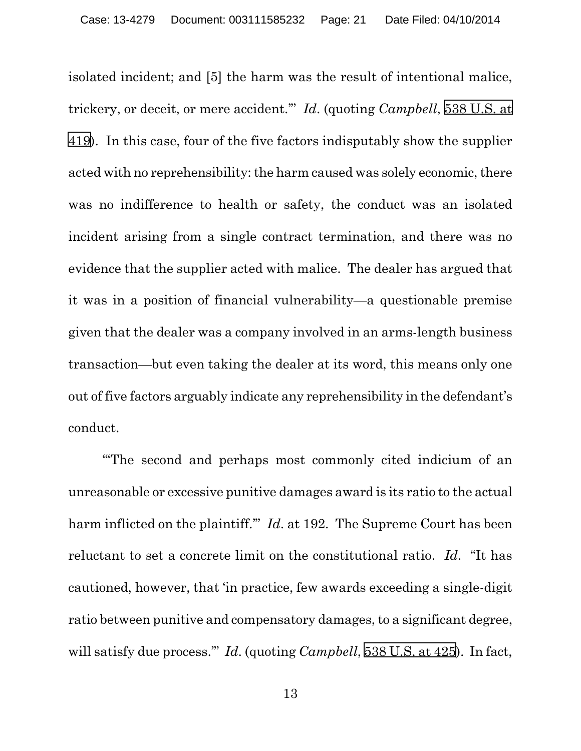isolated incident; and [5] the harm was the result of intentional malice, trickery, or deceit, or mere accident.'" *Id.* (quoting *Campbell*, 538 U.S. at 419). In this case, four of the five factors indisputably show the supplier acted with no reprehensibility: the harm caused was solely economic, there was no indifference to health or safety, the conduct was an isolated incident arising from a single contract termination, and there was no evidence that the supplier acted with malice. The dealer has argued that it was in a position of financial vulnerability—a questionable premise given that the dealer was a company involved in an arms-length business transaction—but even taking the dealer at its word, this means only one out of five factors arguably indicate any reprehensibility in the defendant's conduct.

"'The second and perhaps most commonly cited indicium of an unreasonable or excessive punitive damages award is its ratio to the actual harm inflicted on the plaintiff.'" *Id.* at 192. The Supreme Court has been reluctant to set a concrete limit on the constitutional ratio. *Id.* "It has cautioned, however, that 'in practice, few awards exceeding a single-digit ratio between punitive and compensatory damages, to a significant degree, will satisfy due process.'" *Id.* (quoting *Campbell*, 538 U.S. at 425). In fact,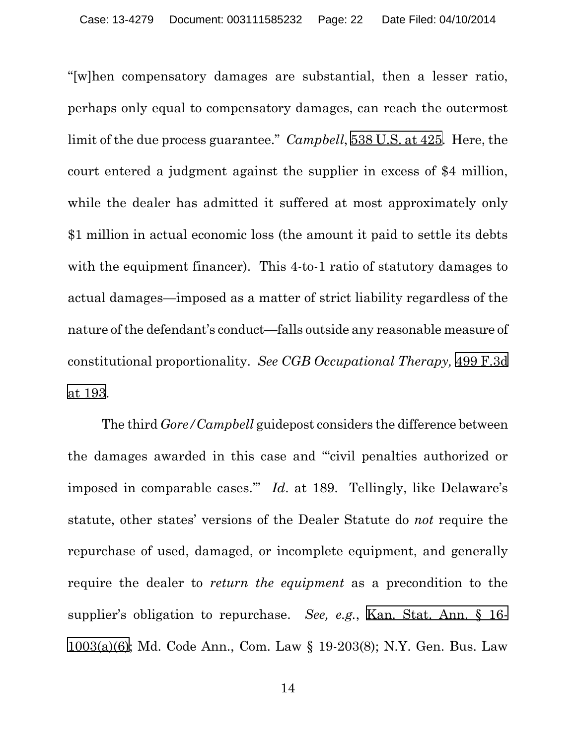"[w]hen compensatory damages are substantial, then a lesser ratio, perhaps only equal to compensatory damages, can reach the outermost limit of the due process guarantee." *Campbell*, 538 U.S. at 425. Here, the court entered a judgment against the supplier in excess of $4 million, while the dealer has admitted it suffered at most approximately only $1 million in actual economic loss (the amount it paid to settle its debts with the equipment financer). This 4-to-1 ratio of statutory damages to actual damages—imposed as a matter of strict liability regardless of the nature of the defendant's conduct—falls outside any reasonable measure of constitutional proportionality. *See CGB Occupational Therapy,* 499 F.3d at 193.

The third *Gore/Campbell* guidepost considers the difference between the damages awarded in this case and "'civil penalties authorized or imposed in comparable cases.'" *Id*. at 189. Tellingly, like Delaware's statute, other states' versions of the Dealer Statute do *not* require the repurchase of used, damaged, or incomplete equipment, and generally require the dealer to *return the equipment* as a precondition to the supplier's obligation to repurchase. *See, e.g.*, Kan. Stat. Ann. § 16-1003(a)(6); Md. Code Ann., Com. Law § 19-203(8); N.Y. Gen. Bus. Law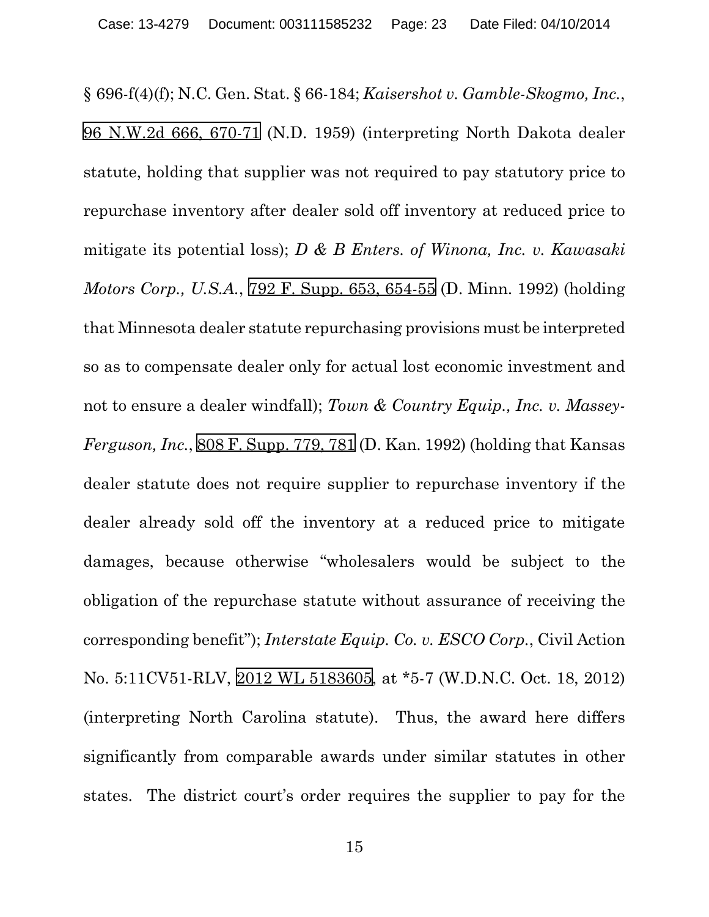§ 696-f(4)(f); N.C. Gen. Stat. § 66-184; *Kaisershot v. Gamble-Skogmo, Inc.*, 96 N.W.2d 666, 670-71 (N.D. 1959) (interpreting North Dakota dealer statute, holding that supplier was not required to pay statutory price to repurchase inventory after dealer sold off inventory at reduced price to mitigate its potential loss); *D & B Enters. of Winona, Inc. v. Kawasaki Motors Corp., U.S.A.*, 792 F. Supp. 653, 654-55 (D. Minn. 1992) (holding that Minnesota dealer statute repurchasing provisions must be interpreted so as to compensate dealer only for actual lost economic investment and not to ensure a dealer windfall); *Town & Country Equip., Inc. v. Massey-Ferguson, Inc.*, 808 F. Supp. 779, 781 (D. Kan. 1992) (holding that Kansas dealer statute does not require supplier to repurchase inventory if the dealer already sold off the inventory at a reduced price to mitigate damages, because otherwise "wholesalers would be subject to the obligation of the repurchase statute without assurance of receiving the corresponding benefit"); *Interstate Equip. Co. v. ESCO Corp.*, Civil Action No. 5:11CV51-RLV, 2012 WL 5183605, at *5-7 (W.D.N.C. Oct. 18, 2012) (interpreting North Carolina statute). Thus, the award here differs significantly from comparable awards under similar statutes in other states. The district court's order requires the supplier to pay for the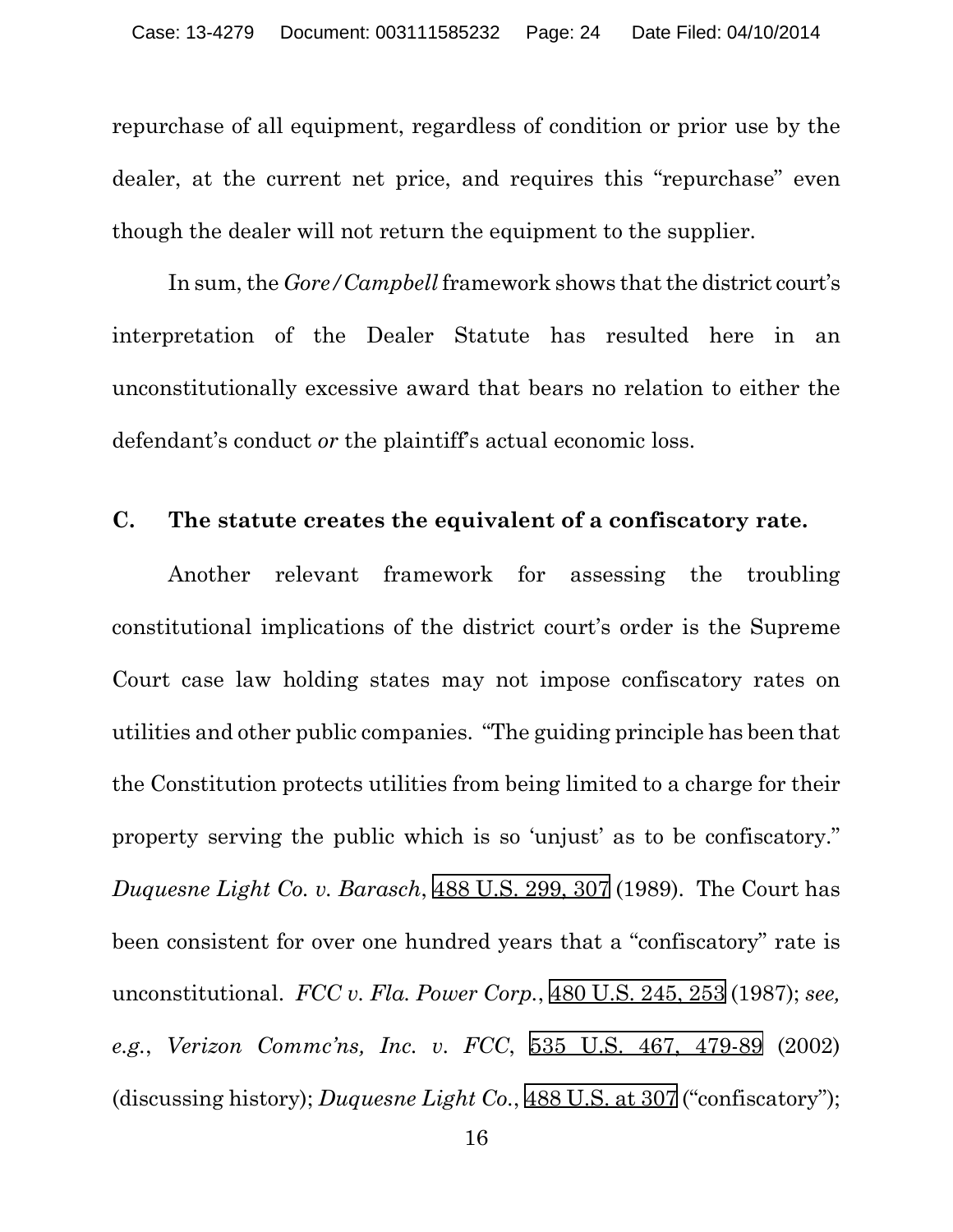repurchase of all equipment, regardless of condition or prior use by the dealer, at the current net price, and requires this "repurchase" even though the dealer will not return the equipment to the supplier.

In sum, the *Gore/Campbell* framework shows that the district court's interpretation of the Dealer Statute has resulted here in an unconstitutionally excessive award that bears no relation to either the defendant's conduct *or* the plaintiff's actual economic loss.

### C. The statute creates the equivalent of a confiscatory rate.

Another relevant framework for assessing the troubling constitutional implications of the district court's order is the Supreme Court case law holding states may not impose confiscatory rates on utilities and other public companies. "The guiding principle has been that the Constitution protects utilities from being limited to a charge for their property serving the public which is so 'unjust' as to be confiscatory." *Duquesne Light Co. v. Barasch*, 488 U.S. 299, 307 (1989). The Court has been consistent for over one hundred years that a "confiscatory" rate is unconstitutional. *FCC v. Fla. Power Corp.*, 480 U.S. 245, 253 (1987); *see, e.g.*, *Verizon Commc'ns, Inc. v. FCC*, 535 U.S. 467, 479-89 (2002) (discussing history); *Duquesne Light Co.*, 488 U.S. at 307 ("confiscatory");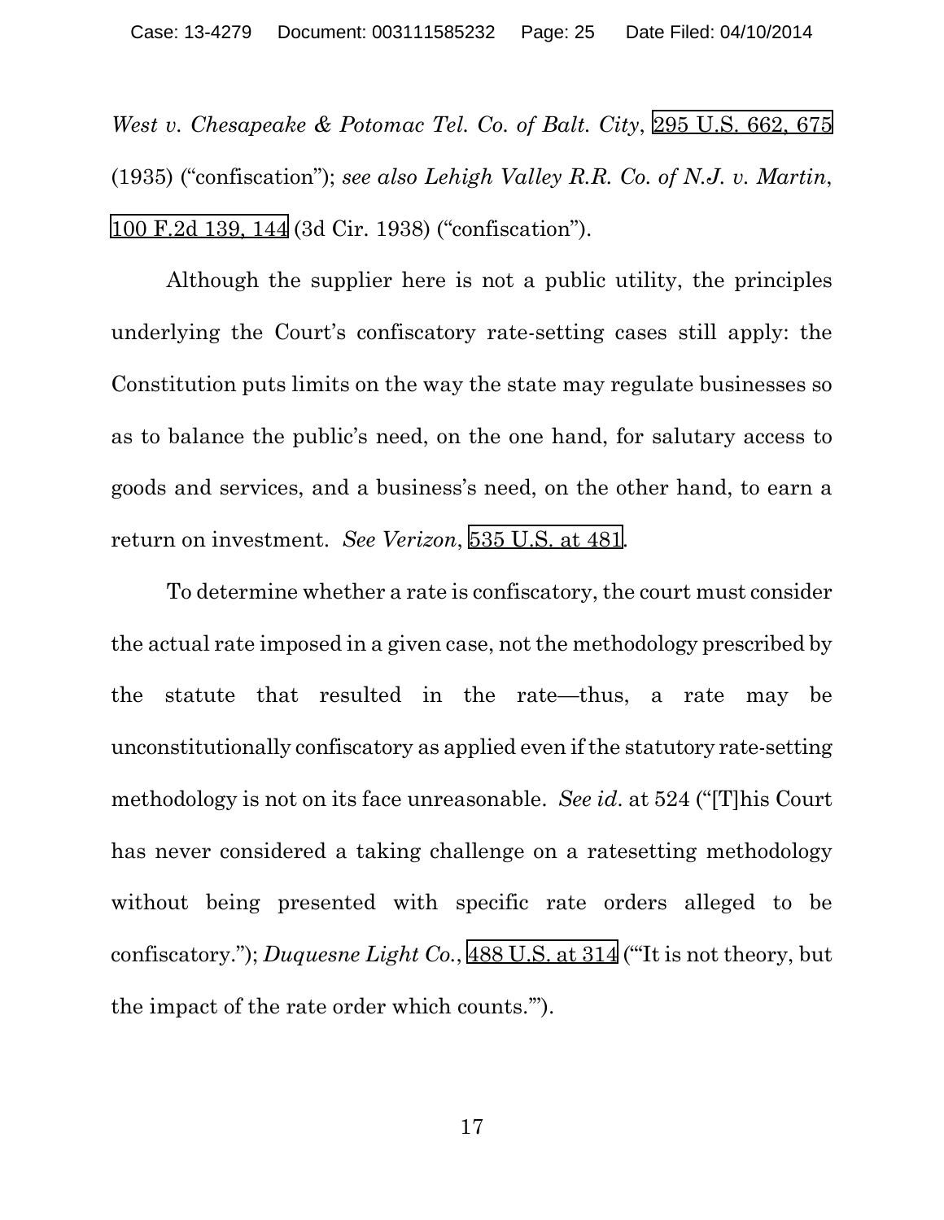*West v. Chesapeake & Potomac Tel. Co. of Balt. City*, 295 U.S. 662, 675 (1935) ("confiscation"); *see also Lehigh Valley R.R. Co. of N.J. v. Martin*, 100 F.2d 139, 144 (3d Cir. 1938) ("confiscation").

Although the supplier here is not a public utility, the principles underlying the Court's confiscatory rate-setting cases still apply: the Constitution puts limits on the way the state may regulate businesses so as to balance the public's need, on the one hand, for salutary access to goods and services, and a business's need, on the other hand, to earn a return on investment. *See Verizon*, 535 U.S. at 481.

To determine whether a rate is confiscatory, the court must consider the actual rate imposed in a given case, not the methodology prescribed by the statute that resulted in the rate—thus, a rate may be unconstitutionally confiscatory as applied even if the statutory rate-setting methodology is not on its face unreasonable. *See id.* at 524 ("[T]his Court has never considered a taking challenge on a ratesetting methodology without being presented with specific rate orders alleged to be confiscatory."); *Duquesne Light Co.*, 488 U.S. at 314 ("'It is not theory, but the impact of the rate order which counts.'").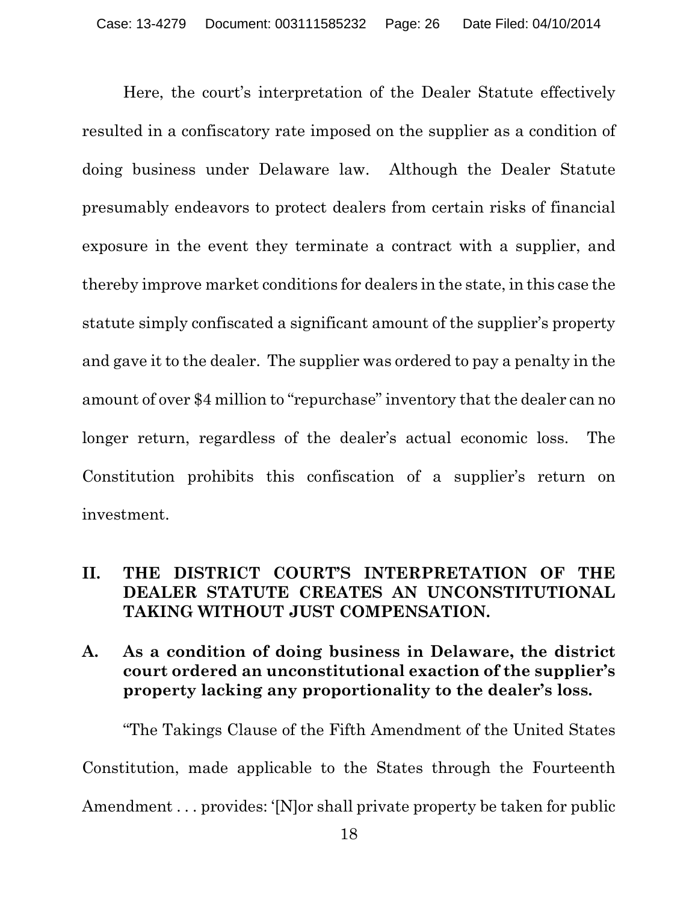Here, the court's interpretation of the Dealer Statute effectively resulted in a confiscatory rate imposed on the supplier as a condition of doing business under Delaware law. Although the Dealer Statute presumably endeavors to protect dealers from certain risks of financial exposure in the event they terminate a contract with a supplier, and thereby improve market conditions for dealers in the state, in this case the statute simply confiscated a significant amount of the supplier's property and gave it to the dealer. The supplier was ordered to pay a penalty in the amount of over $4 million to "repurchase" inventory that the dealer can no longer return, regardless of the dealer's actual economic loss. The Constitution prohibits this confiscation of a supplier's return on investment.

## II. THE DISTRICT COURT'S INTERPRETATION OF THE DEALER STATUTE CREATES AN UNCONSTITUTIONAL TAKING WITHOUT JUST COMPENSATION.

### A. As a condition of doing business in Delaware, the district court ordered an unconstitutional exaction of the supplier's property lacking any proportionality to the dealer's loss.

"The Takings Clause of the Fifth Amendment of the United States Constitution, made applicable to the States through the Fourteenth Amendment . . . provides: '[N]or shall private property be taken for public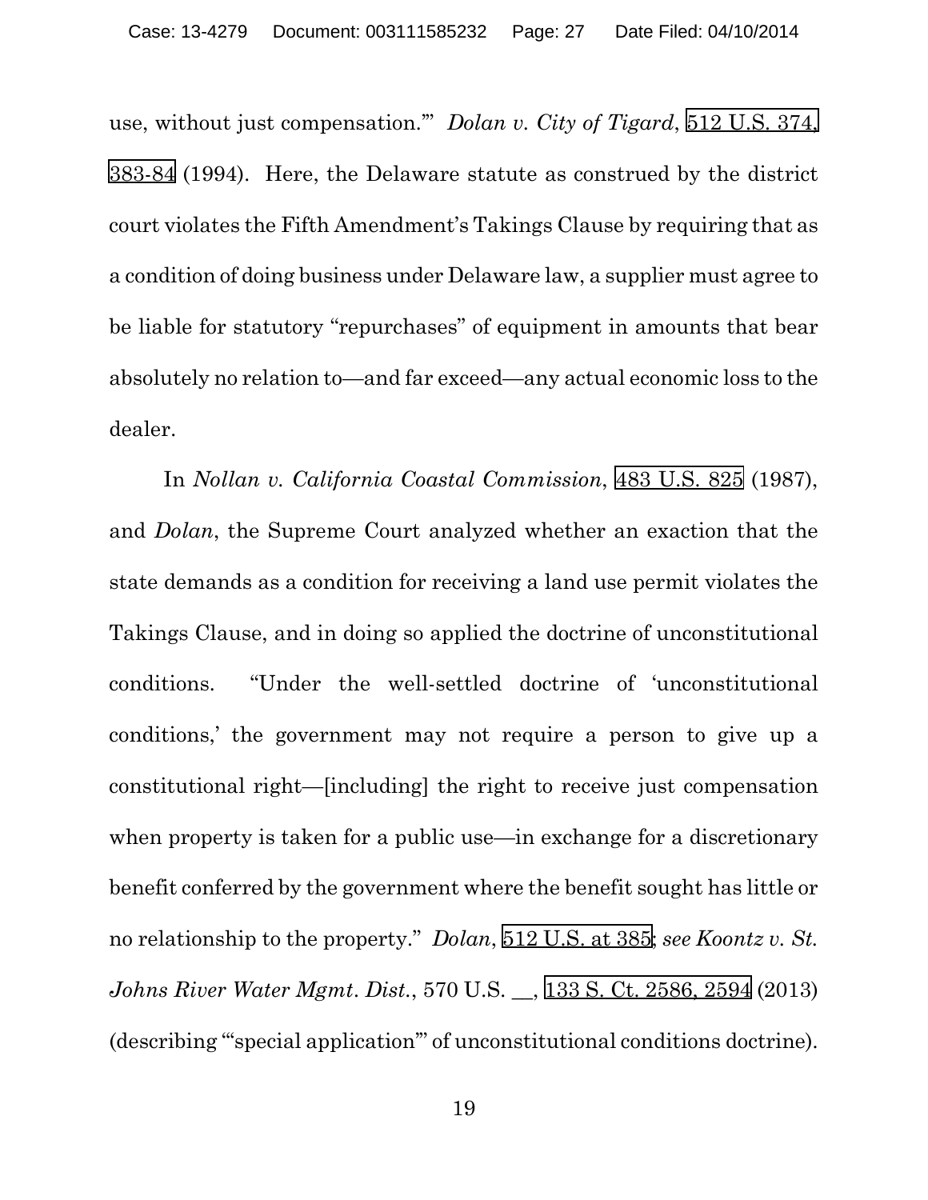use, without just compensation.'" *Dolan v. City of Tigard*, 512 U.S. 374, 383-84 (1994). Here, the Delaware statute as construed by the district court violates the Fifth Amendment's Takings Clause by requiring that as a condition of doing business under Delaware law, a supplier must agree to be liable for statutory "repurchases" of equipment in amounts that bear absolutely no relation to—and far exceed—any actual economic loss to the dealer.

In *Nollan v. California Coastal Commission*, 483 U.S. 825 (1987), and *Dolan*, the Supreme Court analyzed whether an exaction that the state demands as a condition for receiving a land use permit violates the Takings Clause, and in doing so applied the doctrine of unconstitutional conditions. "Under the well-settled doctrine of 'unconstitutional conditions,' the government may not require a person to give up a constitutional right—[including] the right to receive just compensation when property is taken for a public use—in exchange for a discretionary benefit conferred by the government where the benefit sought has little or no relationship to the property." *Dolan*, 512 U.S. at 385; *see Koontz v. St. Johns River Water Mgmt. Dist.*, 570 U.S. __, 133 S. Ct. 2586, 2594 (2013) (describing "'special application'" of unconstitutional conditions doctrine).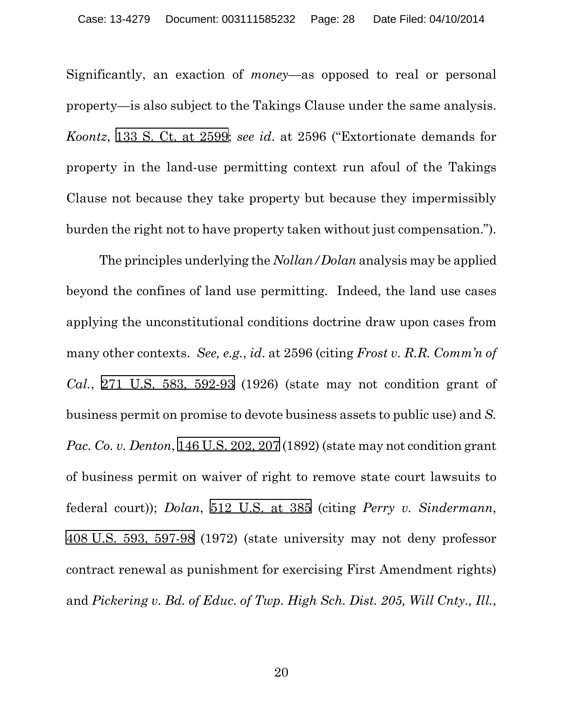Significantly, an exaction of *money*—as opposed to real or personal property—is also subject to the Takings Clause under the same analysis. *Koontz*, 133 S. Ct. at 2599; *see id*. at 2596 ("Extortionate demands for property in the land-use permitting context run afoul of the Takings Clause not because they take property but because they impermissibly burden the right not to have property taken without just compensation.").

The principles underlying the *Nollan/Dolan* analysis may be applied beyond the confines of land use permitting. Indeed, the land use cases applying the unconstitutional conditions doctrine draw upon cases from many other contexts. *See, e.g.*, *id*. at 2596 (citing *Frost v. R.R. Comm'n of Cal.*, 271 U.S. 583, 592-93 (1926) (state may not condition grant of business permit on promise to devote business assets to public use) and *S. Pac. Co. v. Denton*, 146 U.S. 202, 207 (1892) (state may not condition grant of business permit on waiver of right to remove state court lawsuits to federal court)); *Dolan*, 512 U.S. at 385 (citing *Perry v. Sindermann*, 408 U.S. 593, 597-98 (1972) (state university may not deny professor contract renewal as punishment for exercising First Amendment rights) and *Pickering v. Bd. of Educ. of Twp. High Sch. Dist. 205, Will Cnty., Ill.*,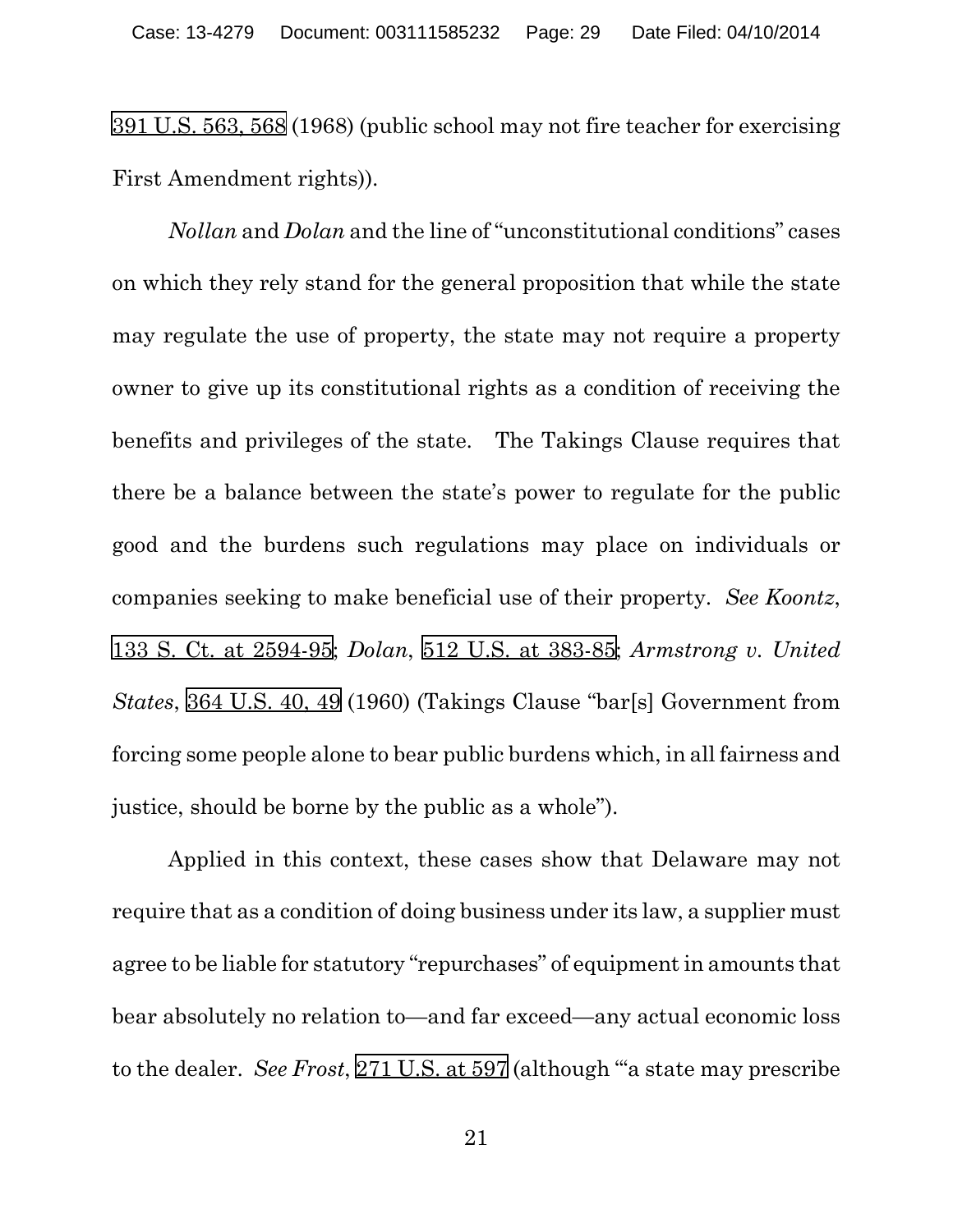391 U.S. 563, 568 (1968) (public school may not fire teacher for exercising First Amendment rights)).

*Nollan* and *Dolan* and the line of "unconstitutional conditions" cases on which they rely stand for the general proposition that while the state may regulate the use of property, the state may not require a property owner to give up its constitutional rights as a condition of receiving the benefits and privileges of the state. The Takings Clause requires that there be a balance between the state's power to regulate for the public good and the burdens such regulations may place on individuals or companies seeking to make beneficial use of their property. *See Koontz*, 133 S. Ct. at 2594-95; *Dolan*, 512 U.S. at 383-85; *Armstrong v. United States*, 364 U.S. 40, 49 (1960) (Takings Clause "bar[s] Government from forcing some people alone to bear public burdens which, in all fairness and justice, should be borne by the public as a whole").

Applied in this context, these cases show that Delaware may not require that as a condition of doing business under its law, a supplier must agree to be liable for statutory "repurchases" of equipment in amounts that bear absolutely no relation to—and far exceed—any actual economic loss to the dealer. *See Frost*, 271 U.S. at 597 (although "'a state may prescribe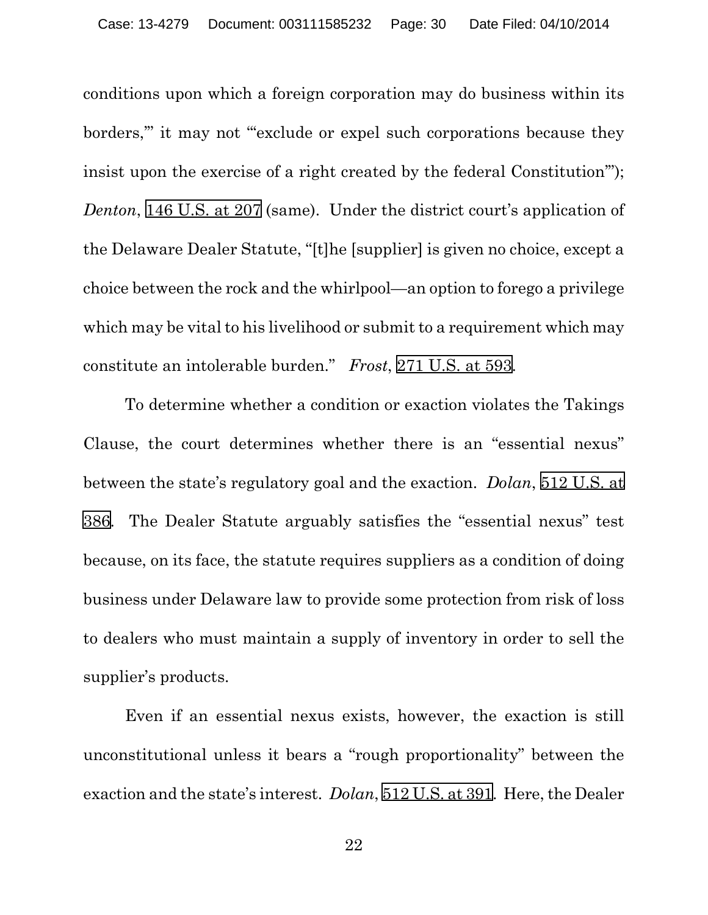conditions upon which a foreign corporation may do business within its borders,'" it may not "'exclude or expel such corporations because they insist upon the exercise of a right created by the federal Constitution'"); *Denton*, 146 U.S. at 207 (same). Under the district court's application of the Delaware Dealer Statute, "[t]he [supplier] is given no choice, except a choice between the rock and the whirlpool—an option to forego a privilege which may be vital to his livelihood or submit to a requirement which may constitute an intolerable burden." *Frost*, 271 U.S. at 593.

To determine whether a condition or exaction violates the Takings Clause, the court determines whether there is an "essential nexus" between the state's regulatory goal and the exaction. *Dolan*, 512 U.S. at 386. The Dealer Statute arguably satisfies the "essential nexus" test because, on its face, the statute requires suppliers as a condition of doing business under Delaware law to provide some protection from risk of loss to dealers who must maintain a supply of inventory in order to sell the supplier's products.

Even if an essential nexus exists, however, the exaction is still unconstitutional unless it bears a "rough proportionality" between the exaction and the state's interest. *Dolan*, 512 U.S. at 391. Here, the Dealer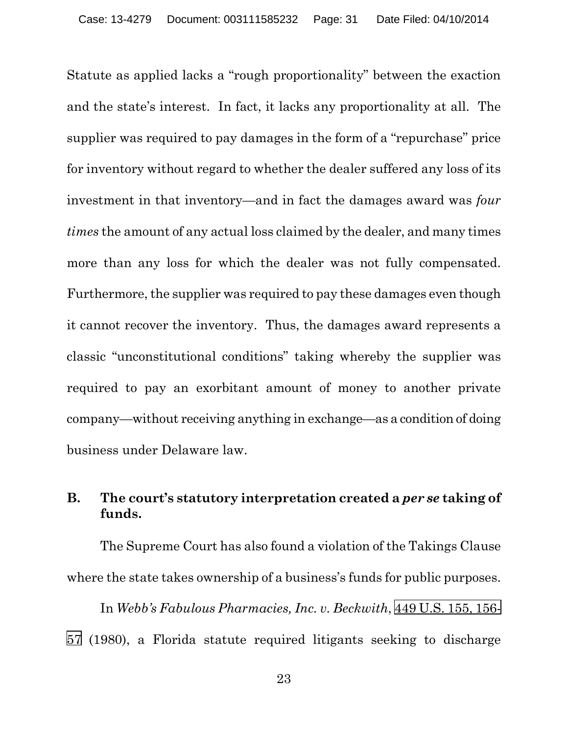Statute as applied lacks a "rough proportionality" between the exaction and the state's interest. In fact, it lacks any proportionality at all. The supplier was required to pay damages in the form of a "repurchase" price for inventory without regard to whether the dealer suffered any loss of its investment in that inventory—and in fact the damages award was *four times* the amount of any actual loss claimed by the dealer, and many times more than any loss for which the dealer was not fully compensated. Furthermore, the supplier was required to pay these damages even though it cannot recover the inventory. Thus, the damages award represents a classic "unconstitutional conditions" taking whereby the supplier was required to pay an exorbitant amount of money to another private company—without receiving anything in exchange—as a condition of doing business under Delaware law.

### B. The court's statutory interpretation created a *per se* taking of funds.

The Supreme Court has also found a violation of the Takings Clause where the state takes ownership of a business's funds for public purposes.

In *Webb's Fabulous Pharmacies, Inc. v. Beckwith*, 449 U.S. 155, 156-57 (1980), a Florida statute required litigants seeking to discharge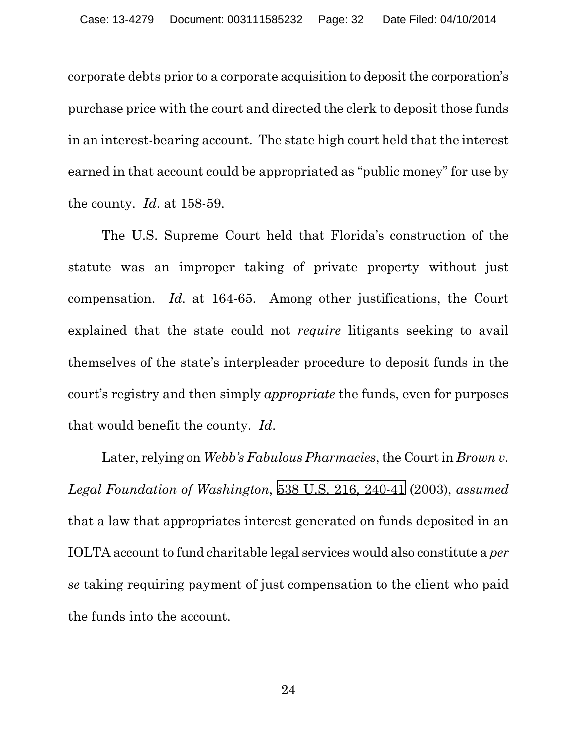corporate debts prior to a corporate acquisition to deposit the corporation's purchase price with the court and directed the clerk to deposit those funds in an interest-bearing account. The state high court held that the interest earned in that account could be appropriated as "public money" for use by the county. *Id*. at 158-59.

The U.S. Supreme Court held that Florida's construction of the statute was an improper taking of private property without just compensation. *Id*. at 164-65. Among other justifications, the Court explained that the state could not *require* litigants seeking to avail themselves of the state's interpleader procedure to deposit funds in the court's registry and then simply *appropriate* the funds, even for purposes that would benefit the county. *Id*.

Later, relying on *Webb's Fabulous Pharmacies*, the Court in *Brown v. Legal Foundation of Washington*, 538 U.S. 216, 240-41 (2003), *assumed* that a law that appropriates interest generated on funds deposited in an IOLTA account to fund charitable legal services would also constitute a *per se* taking requiring payment of just compensation to the client who paid the funds into the account.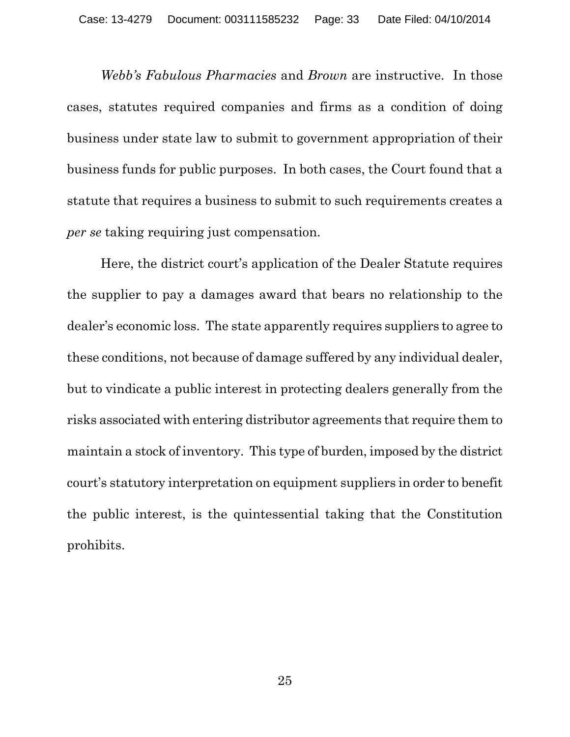*Webb's Fabulous Pharmacies* and *Brown* are instructive. In those cases, statutes required companies and firms as a condition of doing business under state law to submit to government appropriation of their business funds for public purposes. In both cases, the Court found that a statute that requires a business to submit to such requirements creates a *per se* taking requiring just compensation.

Here, the district court's application of the Dealer Statute requires the supplier to pay a damages award that bears no relationship to the dealer's economic loss. The state apparently requires suppliers to agree to these conditions, not because of damage suffered by any individual dealer, but to vindicate a public interest in protecting dealers generally from the risks associated with entering distributor agreements that require them to maintain a stock of inventory. This type of burden, imposed by the district court's statutory interpretation on equipment suppliers in order to benefit the public interest, is the quintessential taking that the Constitution prohibits.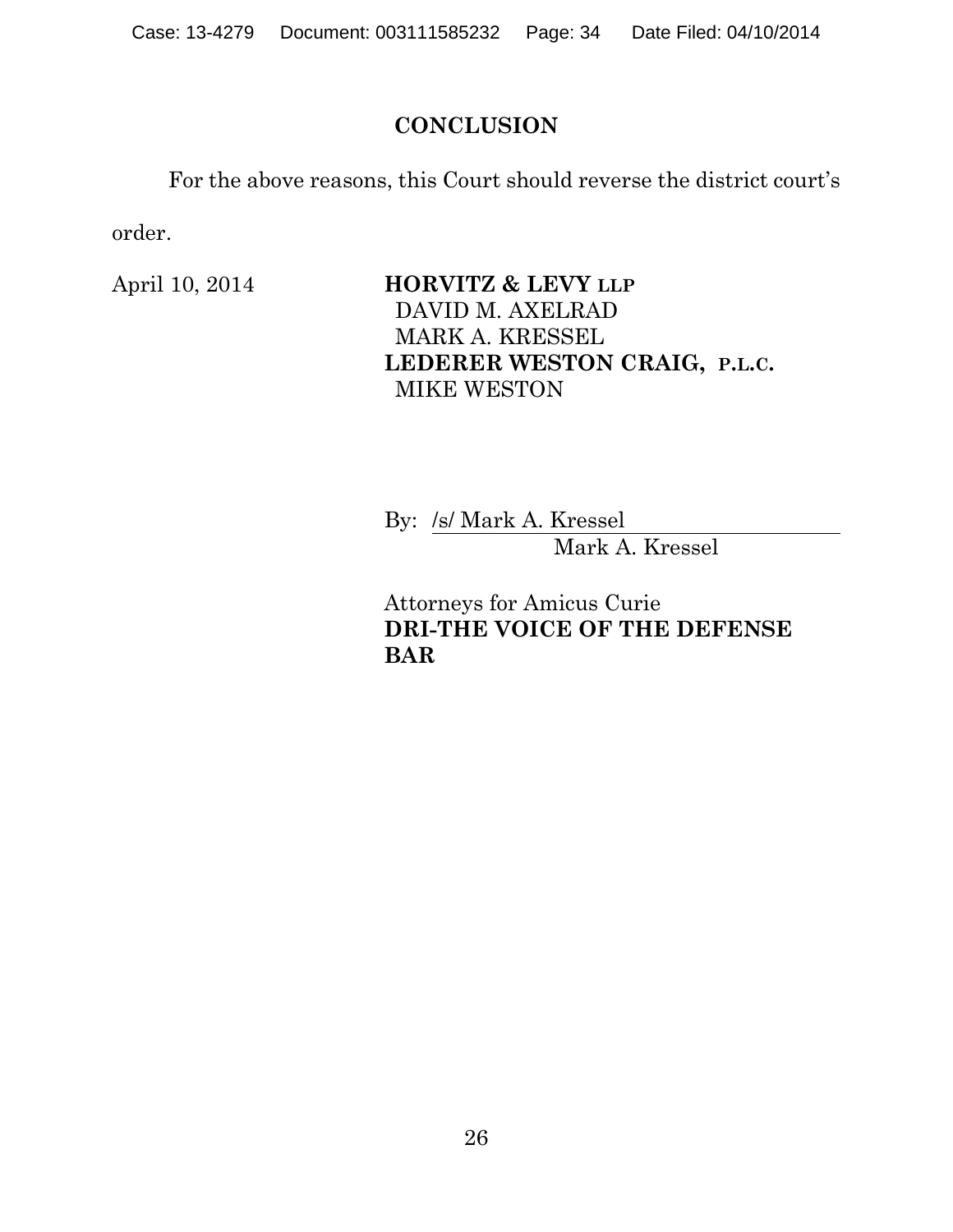## CONCLUSION

For the above reasons, this Court should reverse the district court's order.

April 10, 2014

**HORVITZ & LEVY LLP**
DAVID M. AXELRAD
MARK A. KRESSEL
**LEDERER WESTON CRAIG, P.L.C.**
MIKE WESTON

By: /s/ Mark A. Kressel
Mark A. Kressel

Attorneys for Amicus Curie
**DRI-THE VOICE OF THE DEFENSE BAR**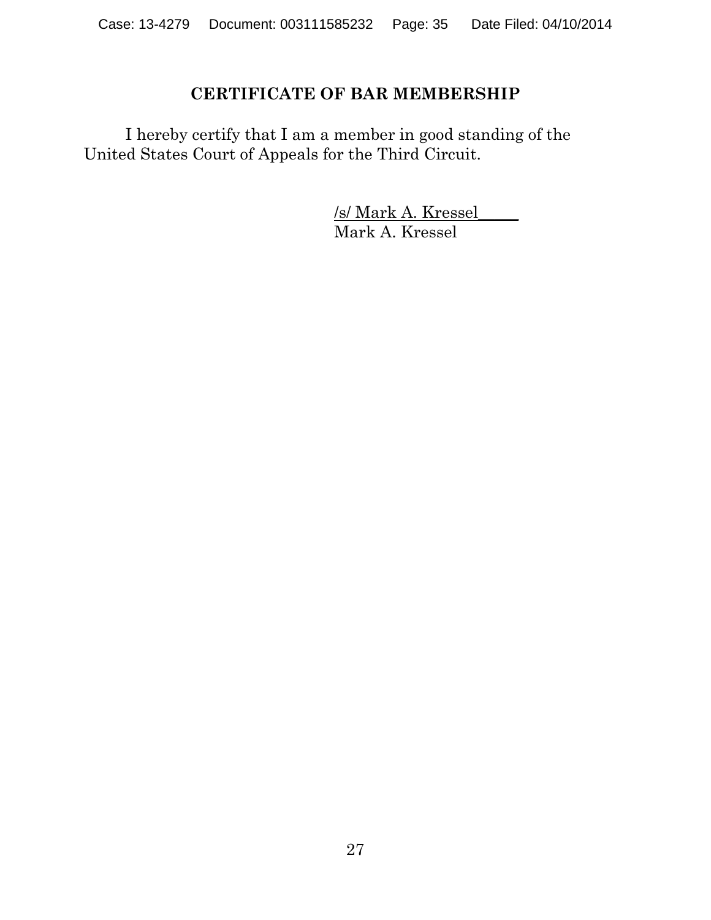## CERTIFICATE OF BAR MEMBERSHIP

I hereby certify that I am a member in good standing of the United States Court of Appeals for the Third Circuit.

/s/ Mark A. Kressel_____
Mark A. Kressel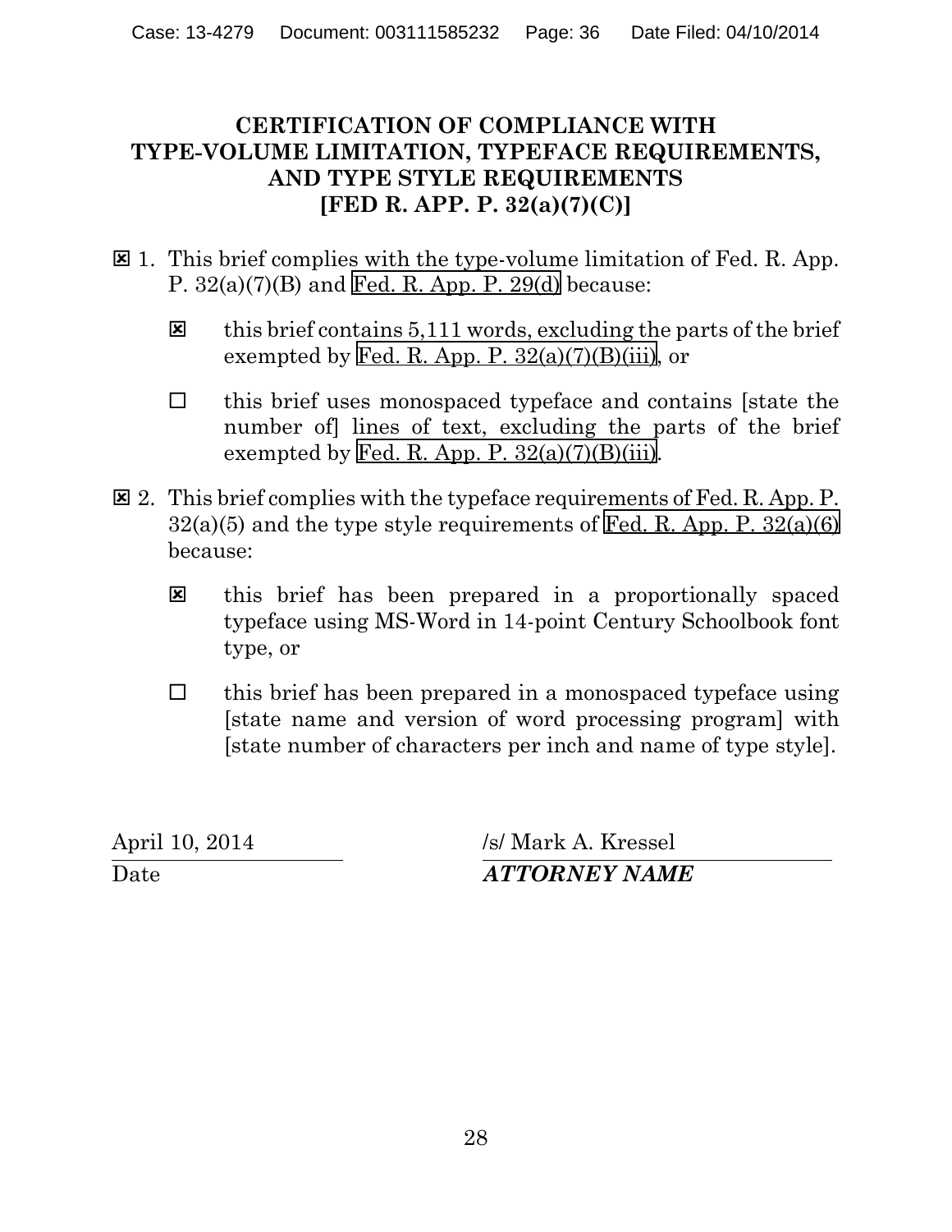# CERTIFICATION OF COMPLIANCE WITH TYPE-VOLUME LIMITATION, TYPEFACE REQUIREMENTS, AND TYPE STYLE REQUIREMENTS [FED R. APP. P. 32(a)(7)(C)]

☒ 1. This brief complies with the type-volume limitation of Fed. R. App. P. 32(a)(7)(B) and Fed. R. App. P. 29(d) because:

☒ this brief contains 5,111 words, excluding the parts of the brief exempted by Fed. R. App. P. 32(a)(7)(B)(iii), or

☐ this brief uses monospaced typeface and contains [state the number of] lines of text, excluding the parts of the brief exempted by Fed. R. App. P. 32(a)(7)(B)(iii).

☒ 2. This brief complies with the typeface requirements of Fed. R. App. P. 32(a)(5) and the type style requirements of Fed. R. App. P. 32(a)(6) because:

☒ this brief has been prepared in a proportionally spaced typeface using MS-Word in 14-point Century Schoolbook font type, or

☐ this brief has been prepared in a monospaced typeface using [state name and version of word processing program] with [state number of characters per inch and name of type style].

| April 10, 2014 | /s/ Mark A. Kressel |
|---|---|
| Date | ***ATTORNEY NAME*** |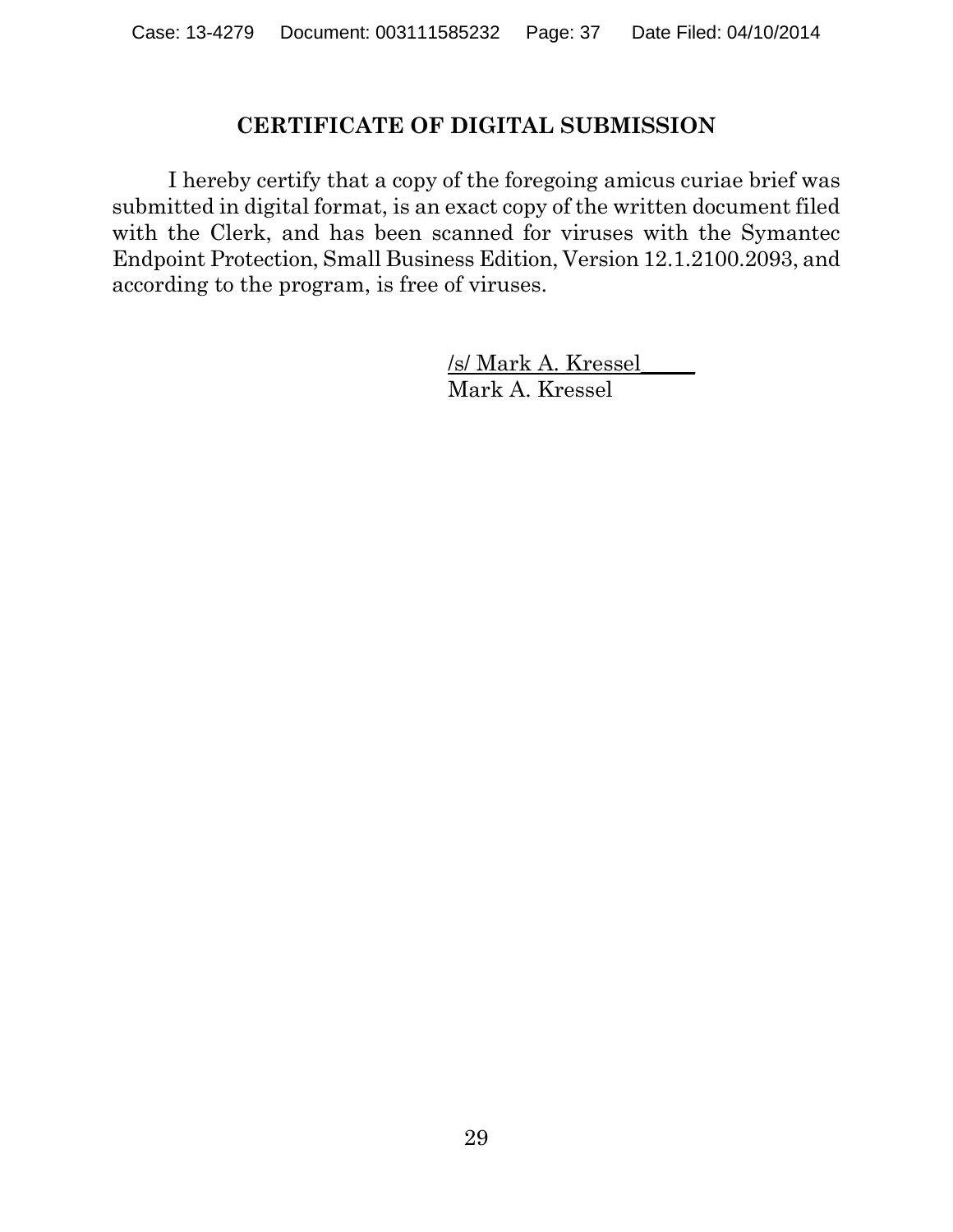## CERTIFICATE OF DIGITAL SUBMISSION

I hereby certify that a copy of the foregoing amicus curiae brief was submitted in digital format, is an exact copy of the written document filed with the Clerk, and has been scanned for viruses with the Symantec Endpoint Protection, Small Business Edition, Version 12.1.2100.2093, and according to the program, is free of viruses.

/s/ Mark A. Kressel_____
Mark A. Kressel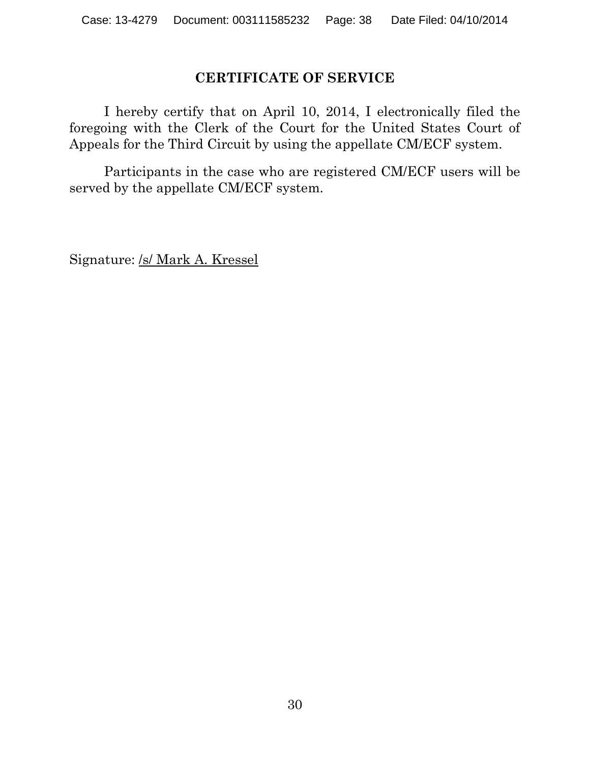## CERTIFICATE OF SERVICE

I hereby certify that on April 10, 2014, I electronically filed the foregoing with the Clerk of the Court for the United States Court of Appeals for the Third Circuit by using the appellate CM/ECF system.

Participants in the case who are registered CM/ECF users will be served by the appellate CM/ECF system.

Signature: /s/ Mark A. Kressel